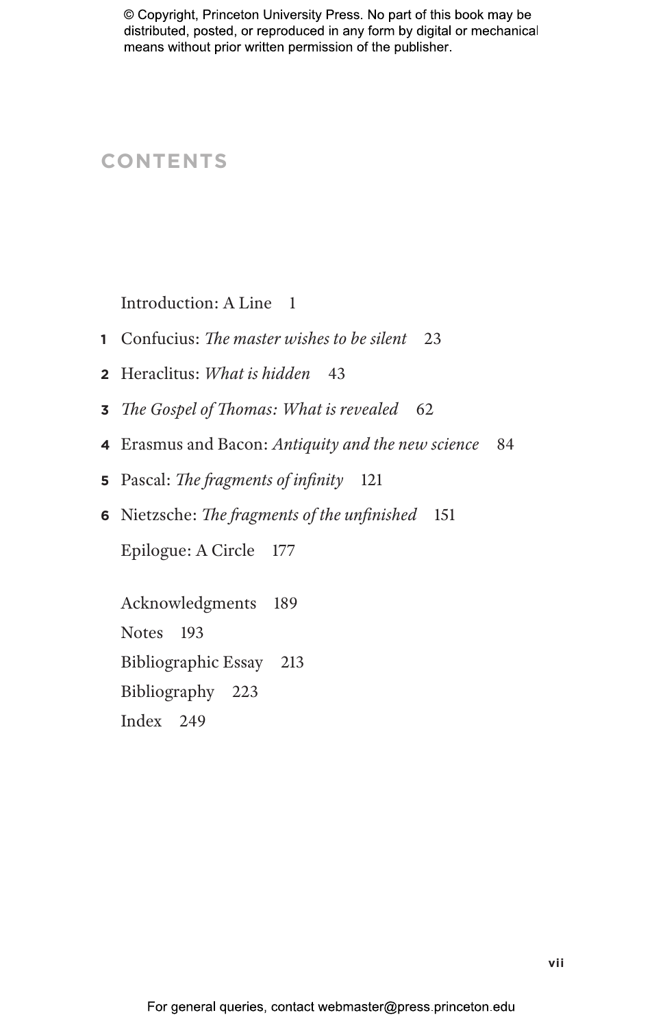# CONTENTS

Introduction: A Line 1

1 Confucius: *The master wishes to be silent* 23

2 Heraclitus: *What is hidden* 43

3 *The Gospel of Thomas: What is revealed* 62

4 Erasmus and Bacon: *Antiquity and the new science* 84

5 Pascal: *The fragments of infinity* 121

6 Nietzsche: *The fragments of the unfinished* 151

Epilogue: A Circle 177

Acknowledgments 189

Notes 193

Bibliographic Essay 213

Bibliography 223

Index 249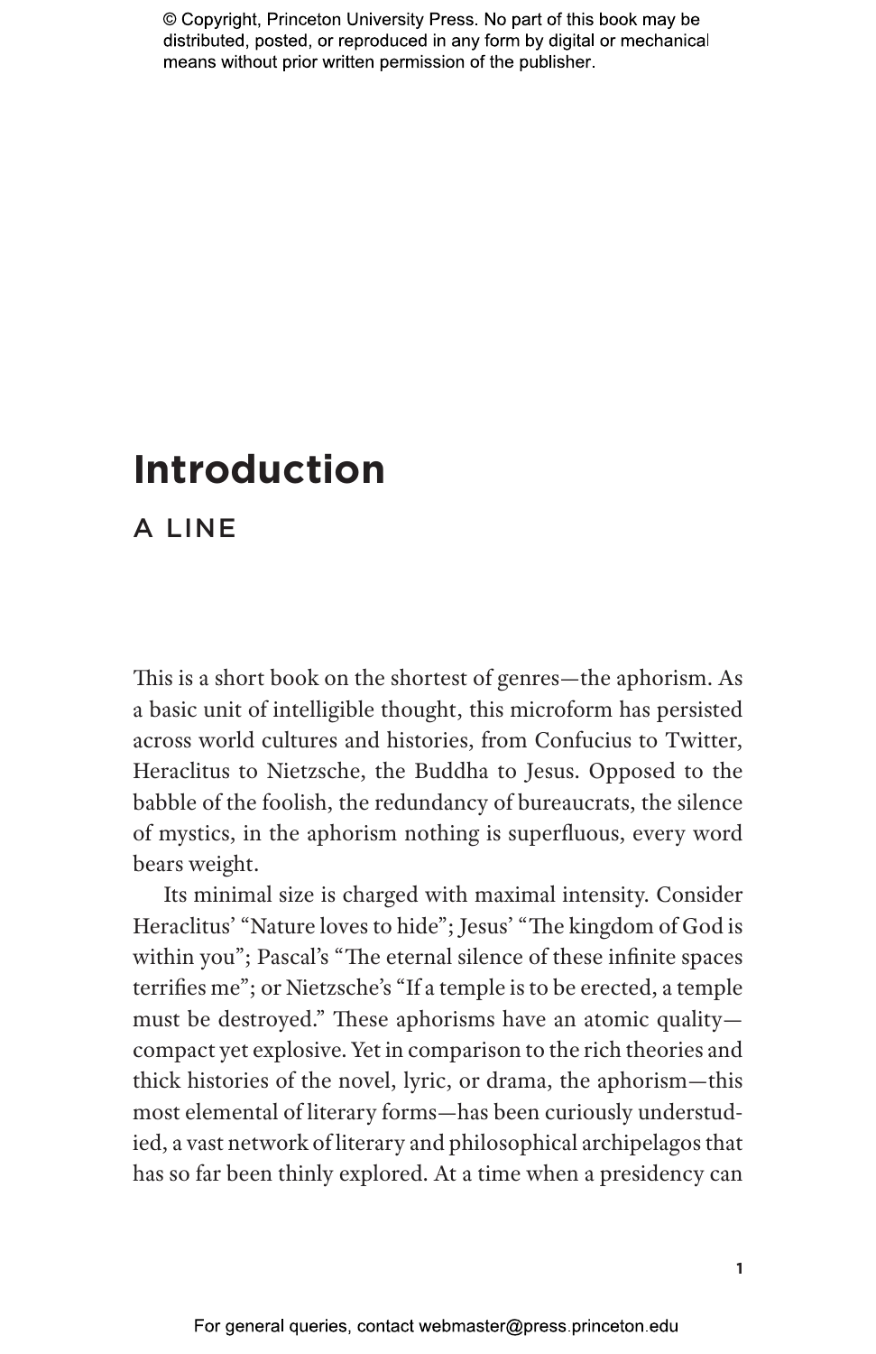# Introduction

## A LINE

This is a short book on the shortest of genres—the aphorism. As a basic unit of intelligible thought, this microform has persisted across world cultures and histories, from Confucius to Twitter, Heraclitus to Nietzsche, the Buddha to Jesus. Opposed to the babble of the foolish, the redundancy of bureaucrats, the silence of mystics, in the aphorism nothing is superfluous, every word bears weight.

Its minimal size is charged with maximal intensity. Consider Heraclitus' "Nature loves to hide"; Jesus' "The kingdom of God is within you"; Pascal's "The eternal silence of these infinite spaces terrifies me"; or Nietzsche's "If a temple is to be erected, a temple must be destroyed." These aphorisms have an atomic quality—compact yet explosive. Yet in comparison to the rich theories and thick histories of the novel, lyric, or drama, the aphorism—this most elemental of literary forms—has been curiously understudied, a vast network of literary and philosophical archipelagos that has so far been thinly explored. At a time when a presidency can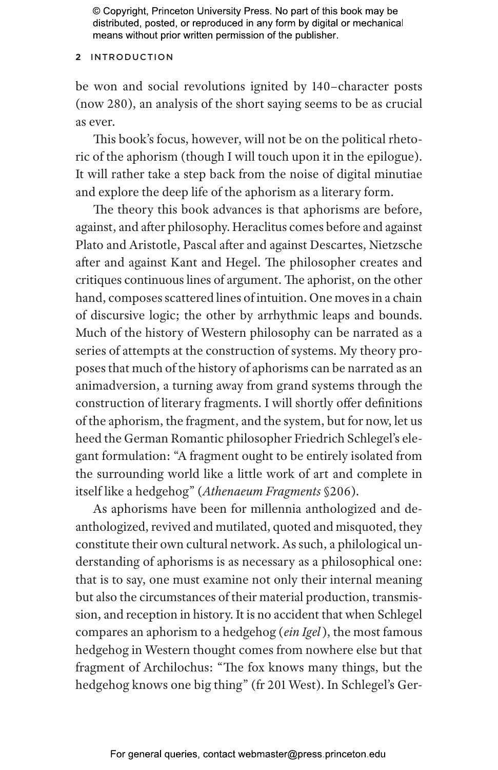be won and social revolutions ignited by 140–character posts (now 280), an analysis of the short saying seems to be as crucial as ever.

This book's focus, however, will not be on the political rhetoric of the aphorism (though I will touch upon it in the epilogue). It will rather take a step back from the noise of digital minutiae and explore the deep life of the aphorism as a literary form.

The theory this book advances is that aphorisms are before, against, and after philosophy. Heraclitus comes before and against Plato and Aristotle, Pascal after and against Descartes, Nietzsche after and against Kant and Hegel. The philosopher creates and critiques continuous lines of argument. The aphorist, on the other hand, composes scattered lines of intuition. One moves in a chain of discursive logic; the other by arrhythmic leaps and bounds. Much of the history of Western philosophy can be narrated as a series of attempts at the construction of systems. My theory proposes that much of the history of aphorisms can be narrated as an animadversion, a turning away from grand systems through the construction of literary fragments. I will shortly offer definitions of the aphorism, the fragment, and the system, but for now, let us heed the German Romantic philosopher Friedrich Schlegel's elegant formulation: "A fragment ought to be entirely isolated from the surrounding world like a little work of art and complete in itself like a hedgehog" (*Athenaeum Fragments* §206).

As aphorisms have been for millennia anthologized and deanthologized, revived and mutilated, quoted and misquoted, they constitute their own cultural network. As such, a philological understanding of aphorisms is as necessary as a philosophical one: that is to say, one must examine not only their internal meaning but also the circumstances of their material production, transmission, and reception in history. It is no accident that when Schlegel compares an aphorism to a hedgehog (*ein Igel*), the most famous hedgehog in Western thought comes from nowhere else but that fragment of Archilochus: "The fox knows many things, but the hedgehog knows one big thing" (fr 201 West). In Schlegel's Ger-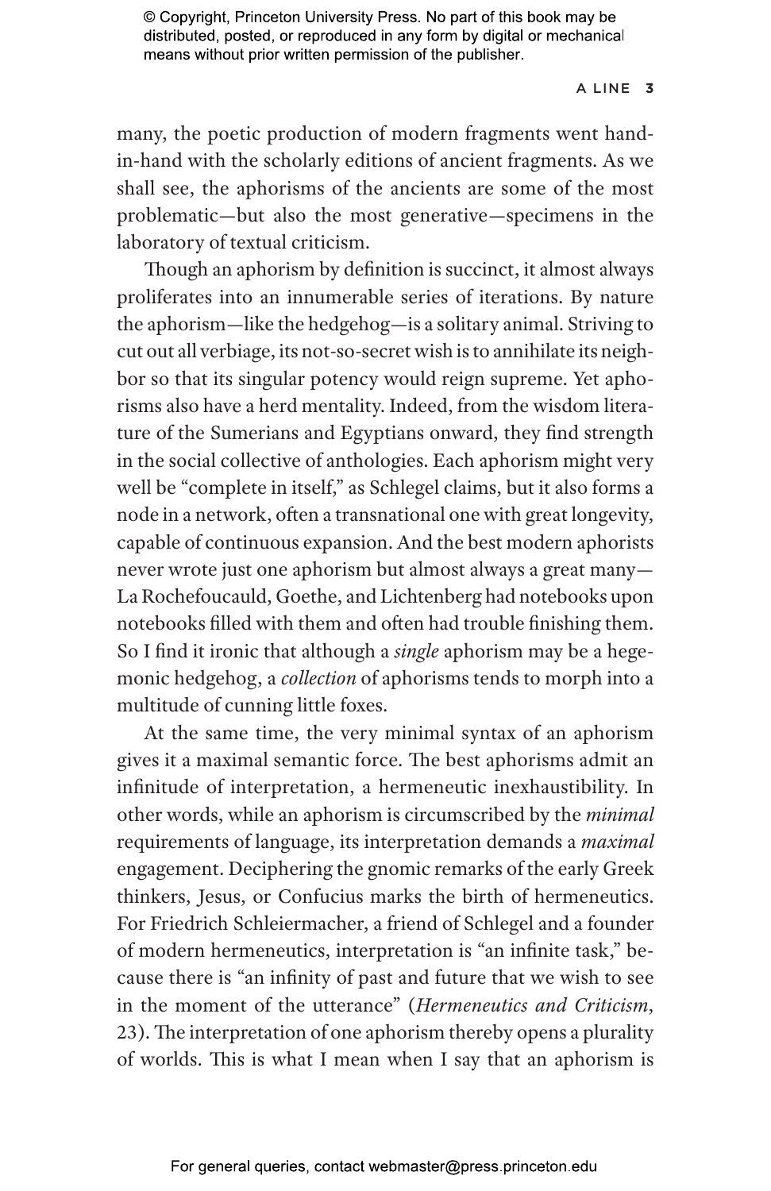many, the poetic production of modern fragments went hand-in-hand with the scholarly editions of ancient fragments. As we shall see, the aphorisms of the ancients are some of the most problematic—but also the most generative—specimens in the laboratory of textual criticism.

Though an aphorism by definition is succinct, it almost always proliferates into an innumerable series of iterations. By nature the aphorism—like the hedgehog—is a solitary animal. Striving to cut out all verbiage, its not-so-secret wish is to annihilate its neighbor so that its singular potency would reign supreme. Yet aphorisms also have a herd mentality. Indeed, from the wisdom literature of the Sumerians and Egyptians onward, they find strength in the social collective of anthologies. Each aphorism might very well be "complete in itself," as Schlegel claims, but it also forms a node in a network, often a transnational one with great longevity, capable of continuous expansion. And the best modern aphorists never wrote just one aphorism but almost always a great many—La Rochefoucauld, Goethe, and Lichtenberg had notebooks upon notebooks filled with them and often had trouble finishing them. So I find it ironic that although a *single* aphorism may be a hegemonic hedgehog, a *collection* of aphorisms tends to morph into a multitude of cunning little foxes.

At the same time, the very minimal syntax of an aphorism gives it a maximal semantic force. The best aphorisms admit an infinitude of interpretation, a hermeneutic inexhaustibility. In other words, while an aphorism is circumscribed by the *minimal* requirements of language, its interpretation demands a *maximal* engagement. Deciphering the gnomic remarks of the early Greek thinkers, Jesus, or Confucius marks the birth of hermeneutics. For Friedrich Schleiermacher, a friend of Schlegel and a founder of modern hermeneutics, interpretation is "an infinite task," because there is "an infinity of past and future that we wish to see in the moment of the utterance" (*Hermeneutics and Criticism*, 23). The interpretation of one aphorism thereby opens a plurality of worlds. This is what I mean when I say that an aphorism is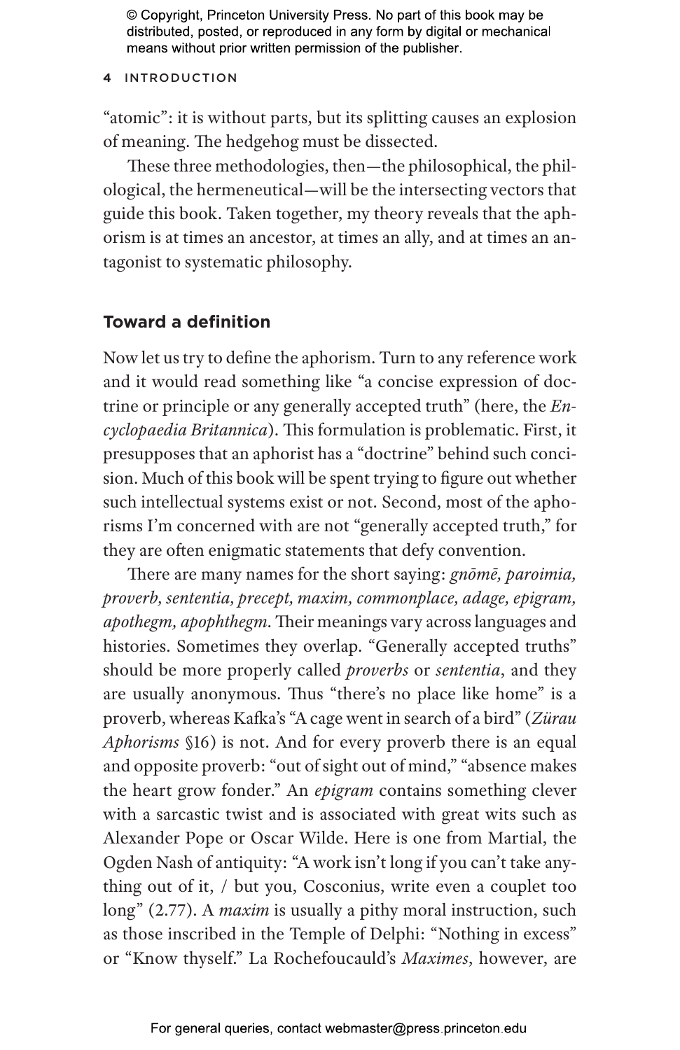"atomic": it is without parts, but its splitting causes an explosion of meaning. The hedgehog must be dissected.

These three methodologies, then—the philosophical, the philological, the hermeneutical—will be the intersecting vectors that guide this book. Taken together, my theory reveals that the aphorism is at times an ancestor, at times an ally, and at times an antagonist to systematic philosophy.

## Toward a definition

Now let us try to define the aphorism. Turn to any reference work and it would read something like "a concise expression of doctrine or principle or any generally accepted truth" (here, the *Encyclopaedia Britannica*). This formulation is problematic. First, it presupposes that an aphorist has a "doctrine" behind such concision. Much of this book will be spent trying to figure out whether such intellectual systems exist or not. Second, most of the aphorisms I'm concerned with are not "generally accepted truth," for they are often enigmatic statements that defy convention.

There are many names for the short saying: *gnōmē, paroimia, proverb, sententia, precept, maxim, commonplace, adage, epigram, apothegm, apophthegm*. Their meanings vary across languages and histories. Sometimes they overlap. "Generally accepted truths" should be more properly called *proverbs* or *sententia*, and they are usually anonymous. Thus "there's no place like home" is a proverb, whereas Kafka's "A cage went in search of a bird" (*Zürau Aphorisms* §16) is not. And for every proverb there is an equal and opposite proverb: "out of sight out of mind," "absence makes the heart grow fonder." An *epigram* contains something clever with a sarcastic twist and is associated with great wits such as Alexander Pope or Oscar Wilde. Here is one from Martial, the Ogden Nash of antiquity: "A work isn't long if you can't take anything out of it, / but you, Cosconius, write even a couplet too long" (2.77). A *maxim* is usually a pithy moral instruction, such as those inscribed in the Temple of Delphi: "Nothing in excess" or "Know thyself." La Rochefoucauld's *Maximes*, however, are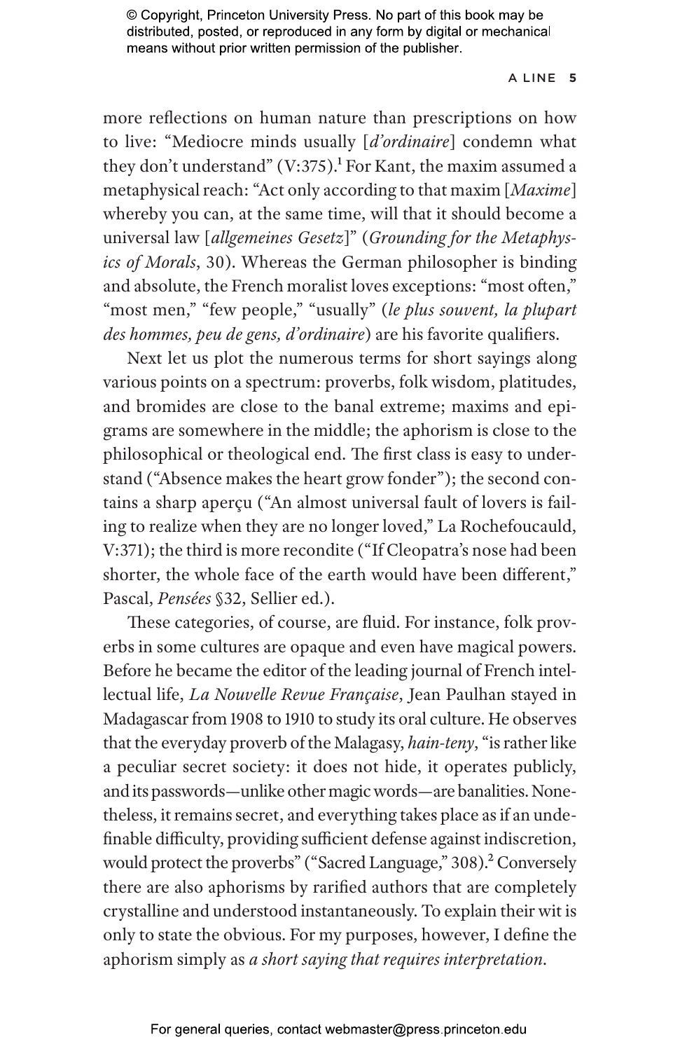more reflections on human nature than prescriptions on how to live: "Mediocre minds usually [*d'ordinaire*] condemn what they don't understand" (V:375).[1] For Kant, the maxim assumed a metaphysical reach: "Act only according to that maxim [*Maxime*] whereby you can, at the same time, will that it should become a universal law [*allgemeines Gesetz*]" (*Grounding for the Metaphysics of Morals*, 30). Whereas the German philosopher is binding and absolute, the French moralist loves exceptions: "most often," "most men," "few people," "usually" (*le plus souvent, la plupart des hommes, peu de gens, d'ordinaire*) are his favorite qualifiers.

Next let us plot the numerous terms for short sayings along various points on a spectrum: proverbs, folk wisdom, platitudes, and bromides are close to the banal extreme; maxims and epigrams are somewhere in the middle; the aphorism is close to the philosophical or theological end. The first class is easy to understand ("Absence makes the heart grow fonder"); the second contains a sharp aperçu ("An almost universal fault of lovers is failing to realize when they are no longer loved," La Rochefoucauld, V:371); the third is more recondite ("If Cleopatra's nose had been shorter, the whole face of the earth would have been different," Pascal, *Pensées* §32, Sellier ed.).

These categories, of course, are fluid. For instance, folk proverbs in some cultures are opaque and even have magical powers. Before he became the editor of the leading journal of French intellectual life, *La Nouvelle Revue Française*, Jean Paulhan stayed in Madagascar from 1908 to 1910 to study its oral culture. He observes that the everyday proverb of the Malagasy, *hain-teny*, "is rather like a peculiar secret society: it does not hide, it operates publicly, and its passwords—unlike other magic words—are banalities. Nonetheless, it remains secret, and everything takes place as if an undefinable difficulty, providing sufficient defense against indiscretion, would protect the proverbs" ("Sacred Language," 308).[2] Conversely there are also aphorisms by rarified authors that are completely crystalline and understood instantaneously. To explain their wit is only to state the obvious. For my purposes, however, I define the aphorism simply as *a short saying that requires interpretation*.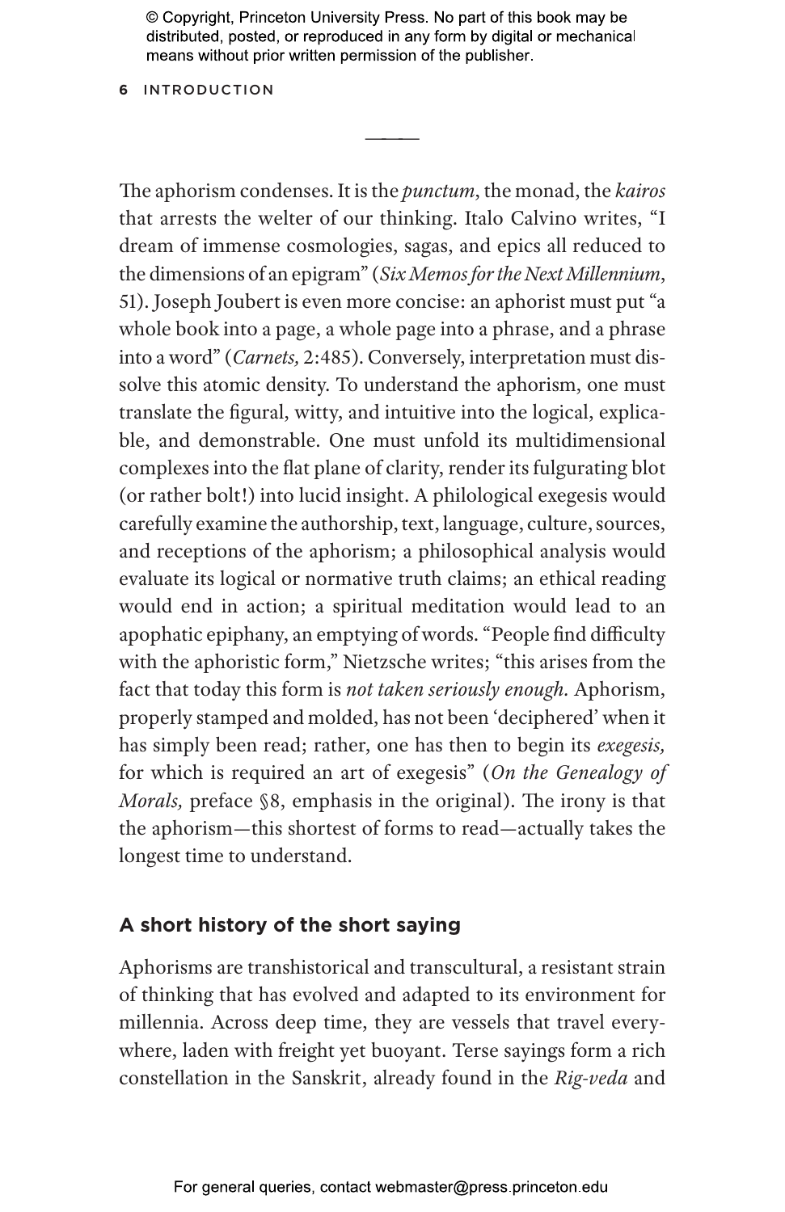The aphorism condenses. It is the *punctum*, the monad, the *kairos* that arrests the welter of our thinking. Italo Calvino writes, "I dream of immense cosmologies, sagas, and epics all reduced to the dimensions of an epigram" (*Six Memos for the Next Millennium*, 51). Joseph Joubert is even more concise: an aphorist must put "a whole book into a page, a whole page into a phrase, and a phrase into a word" (*Carnets,* 2:485). Conversely, interpretation must dissolve this atomic density. To understand the aphorism, one must translate the figural, witty, and intuitive into the logical, explicable, and demonstrable. One must unfold its multidimensional complexes into the flat plane of clarity, render its fulgurating blot (or rather bolt!) into lucid insight. A philological exegesis would carefully examine the authorship, text, language, culture, sources, and receptions of the aphorism; a philosophical analysis would evaluate its logical or normative truth claims; an ethical reading would end in action; a spiritual meditation would lead to an apophatic epiphany, an emptying of words. "People find difficulty with the aphoristic form," Nietzsche writes; "this arises from the fact that today this form is *not taken seriously enough.* Aphorism, properly stamped and molded, has not been 'deciphered' when it has simply been read; rather, one has then to begin its *exegesis,* for which is required an art of exegesis" (*On the Genealogy of Morals,* preface §8, emphasis in the original). The irony is that the aphorism—this shortest of forms to read—actually takes the longest time to understand.

## A short history of the short saying

Aphorisms are transhistorical and transcultural, a resistant strain of thinking that has evolved and adapted to its environment for millennia. Across deep time, they are vessels that travel everywhere, laden with freight yet buoyant. Terse sayings form a rich constellation in the Sanskrit, already found in the *Rig-veda* and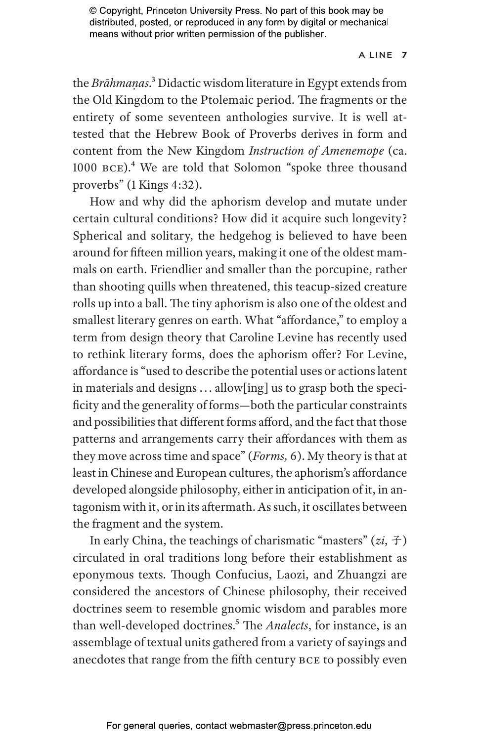the *Brāhmaṇas*.[3] Didactic wisdom literature in Egypt extends from the Old Kingdom to the Ptolemaic period. The fragments or the entirety of some seventeen anthologies survive. It is well attested that the Hebrew Book of Proverbs derives in form and content from the New Kingdom *Instruction of Amenemope* (ca. 1000 BCE).[4] We are told that Solomon "spoke three thousand proverbs" (1 Kings 4:32).

How and why did the aphorism develop and mutate under certain cultural conditions? How did it acquire such longevity? Spherical and solitary, the hedgehog is believed to have been around for fifteen million years, making it one of the oldest mammals on earth. Friendlier and smaller than the porcupine, rather than shooting quills when threatened, this teacup-sized creature rolls up into a ball. The tiny aphorism is also one of the oldest and smallest literary genres on earth. What "affordance," to employ a term from design theory that Caroline Levine has recently used to rethink literary forms, does the aphorism offer? For Levine, affordance is "used to describe the potential uses or actions latent in materials and designs . . . allow[ing] us to grasp both the specificity and the generality of forms—both the particular constraints and possibilities that different forms afford, and the fact that those patterns and arrangements carry their affordances with them as they move across time and space" (*Forms,* 6). My theory is that at least in Chinese and European cultures, the aphorism's affordance developed alongside philosophy, either in anticipation of it, in antagonism with it, or in its aftermath. As such, it oscillates between the fragment and the system.

In early China, the teachings of charismatic "masters" (*zi*, 子) circulated in oral traditions long before their establishment as eponymous texts. Though Confucius, Laozi, and Zhuangzi are considered the ancestors of Chinese philosophy, their received doctrines seem to resemble gnomic wisdom and parables more than well-developed doctrines.[5] The *Analects*, for instance, is an assemblage of textual units gathered from a variety of sayings and anecdotes that range from the fifth century BCE to possibly even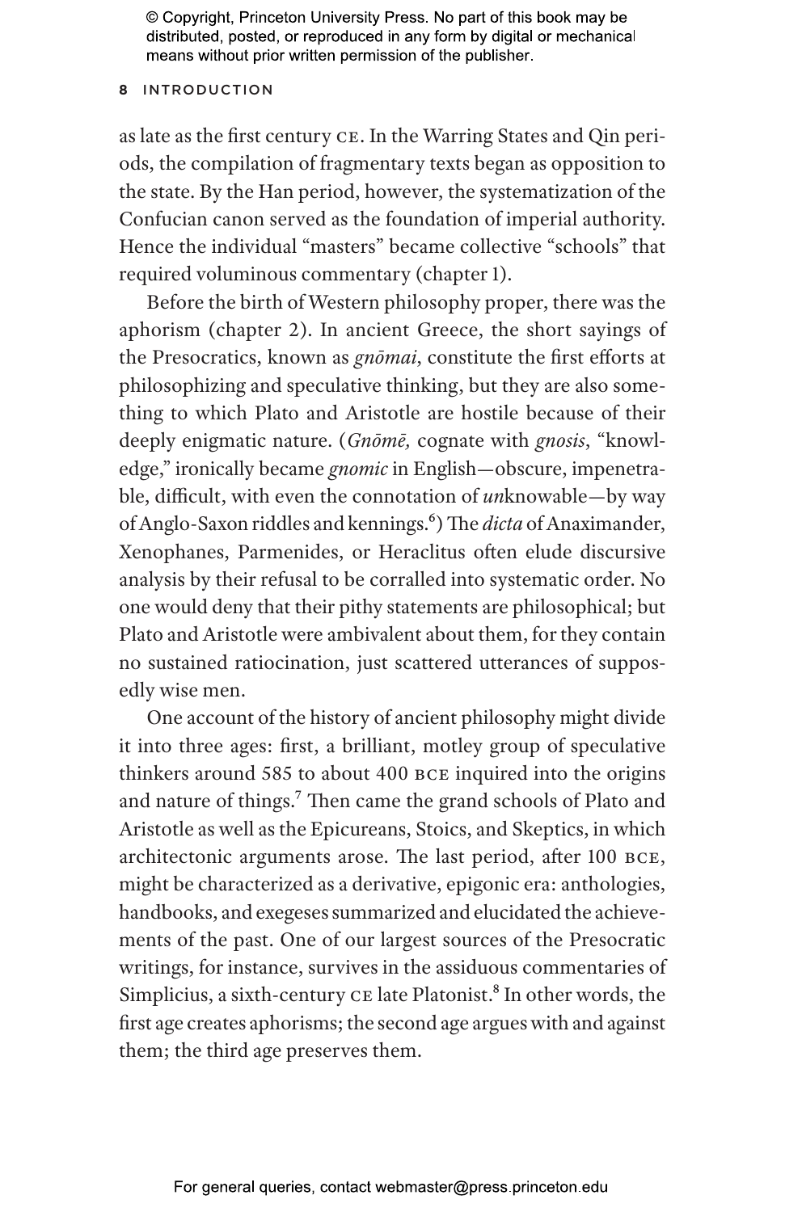as late as the first century CE. In the Warring States and Qin periods, the compilation of fragmentary texts began as opposition to the state. By the Han period, however, the systematization of the Confucian canon served as the foundation of imperial authority. Hence the individual "masters" became collective "schools" that required voluminous commentary (chapter 1).

Before the birth of Western philosophy proper, there was the aphorism (chapter 2). In ancient Greece, the short sayings of the Presocratics, known as *gnōmai*, constitute the first efforts at philosophizing and speculative thinking, but they are also something to which Plato and Aristotle are hostile because of their deeply enigmatic nature. (*Gnōmē,* cognate with *gnosis*, "knowledge," ironically became *gnomic* in English—obscure, impenetrable, difficult, with even the connotation of *un*knowable—by way of Anglo-Saxon riddles and kennings.[6]) The *dicta* of Anaximander, Xenophanes, Parmenides, or Heraclitus often elude discursive analysis by their refusal to be corralled into systematic order. No one would deny that their pithy statements are philosophical; but Plato and Aristotle were ambivalent about them, for they contain no sustained ratiocination, just scattered utterances of supposedly wise men.

One account of the history of ancient philosophy might divide it into three ages: first, a brilliant, motley group of speculative thinkers around 585 to about 400 BCE inquired into the origins and nature of things.[7] Then came the grand schools of Plato and Aristotle as well as the Epicureans, Stoics, and Skeptics, in which architectonic arguments arose. The last period, after 100 BCE, might be characterized as a derivative, epigonic era: anthologies, handbooks, and exegeses summarized and elucidated the achievements of the past. One of our largest sources of the Presocratic writings, for instance, survives in the assiduous commentaries of Simplicius, a sixth-century CE late Platonist.[8] In other words, the first age creates aphorisms; the second age argues with and against them; the third age preserves them.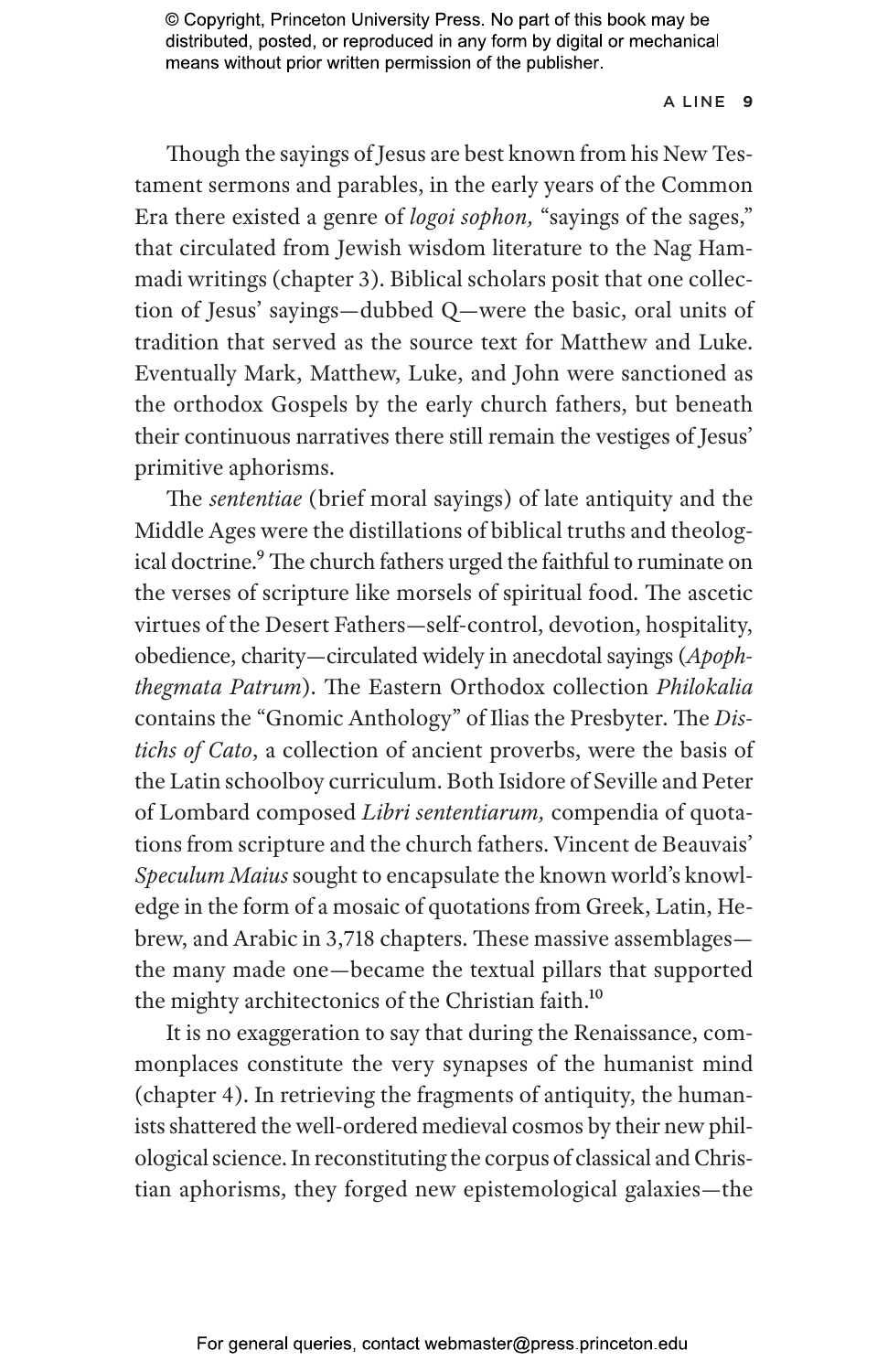Though the sayings of Jesus are best known from his New Testament sermons and parables, in the early years of the Common Era there existed a genre of *logoi sophon,* "sayings of the sages," that circulated from Jewish wisdom literature to the Nag Hammadi writings (chapter 3). Biblical scholars posit that one collection of Jesus' sayings—dubbed Q—were the basic, oral units of tradition that served as the source text for Matthew and Luke. Eventually Mark, Matthew, Luke, and John were sanctioned as the orthodox Gospels by the early church fathers, but beneath their continuous narratives there still remain the vestiges of Jesus' primitive aphorisms.

The *sententiae* (brief moral sayings) of late antiquity and the Middle Ages were the distillations of biblical truths and theological doctrine.[9] The church fathers urged the faithful to ruminate on the verses of scripture like morsels of spiritual food. The ascetic virtues of the Desert Fathers—self-control, devotion, hospitality, obedience, charity—circulated widely in anecdotal sayings (*Apophthegmata Patrum*). The Eastern Orthodox collection *Philokalia* contains the "Gnomic Anthology" of Ilias the Presbyter. The *Distichs of Cato*, a collection of ancient proverbs, were the basis of the Latin schoolboy curriculum. Both Isidore of Seville and Peter of Lombard composed *Libri sententiarum,* compendia of quotations from scripture and the church fathers. Vincent de Beauvais' *Speculum Maius* sought to encapsulate the known world's knowledge in the form of a mosaic of quotations from Greek, Latin, Hebrew, and Arabic in 3,718 chapters. These massive assemblages—the many made one—became the textual pillars that supported the mighty architectonics of the Christian faith.[10]

It is no exaggeration to say that during the Renaissance, commonplaces constitute the very synapses of the humanist mind (chapter 4). In retrieving the fragments of antiquity, the humanists shattered the well-ordered medieval cosmos by their new philological science. In reconstituting the corpus of classical and Christian aphorisms, they forged new epistemological galaxies—the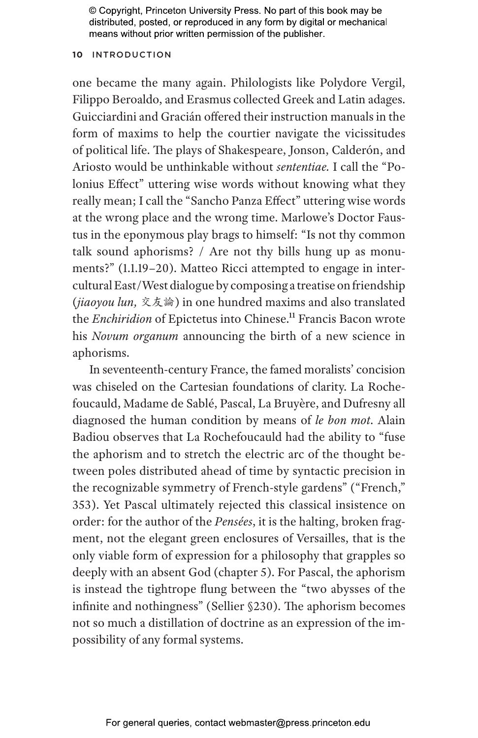one became the many again. Philologists like Polydore Vergil, Filippo Beroaldo, and Erasmus collected Greek and Latin adages. Guicciardini and Gracián offered their instruction manuals in the form of maxims to help the courtier navigate the vicissitudes of political life. The plays of Shakespeare, Jonson, Calderón, and Ariosto would be unthinkable without *sententiae*. I call the "Polonius Effect" uttering wise words without knowing what they really mean; I call the "Sancho Panza Effect" uttering wise words at the wrong place and the wrong time. Marlowe's Doctor Faustus in the eponymous play brags to himself: "Is not thy common talk sound aphorisms? / Are not thy bills hung up as monuments?" (1.1.19–20). Matteo Ricci attempted to engage in intercultural East/West dialogue by composing a treatise on friendship (*jiaoyou lun*, 交友論) in one hundred maxims and also translated the *Enchiridion* of Epictetus into Chinese.[11] Francis Bacon wrote his *Novum organum* announcing the birth of a new science in aphorisms.

In seventeenth-century France, the famed moralists' concision was chiseled on the Cartesian foundations of clarity. La Rochefoucauld, Madame de Sablé, Pascal, La Bruyère, and Dufresny all diagnosed the human condition by means of *le bon mot*. Alain Badiou observes that La Rochefoucauld had the ability to "fuse the aphorism and to stretch the electric arc of the thought between poles distributed ahead of time by syntactic precision in the recognizable symmetry of French-style gardens" ("French," 353). Yet Pascal ultimately rejected this classical insistence on order: for the author of the *Pensées*, it is the halting, broken fragment, not the elegant green enclosures of Versailles, that is the only viable form of expression for a philosophy that grapples so deeply with an absent God (chapter 5). For Pascal, the aphorism is instead the tightrope flung between the "two abysses of the infinite and nothingness" (Sellier §230). The aphorism becomes not so much a distillation of doctrine as an expression of the impossibility of any formal systems.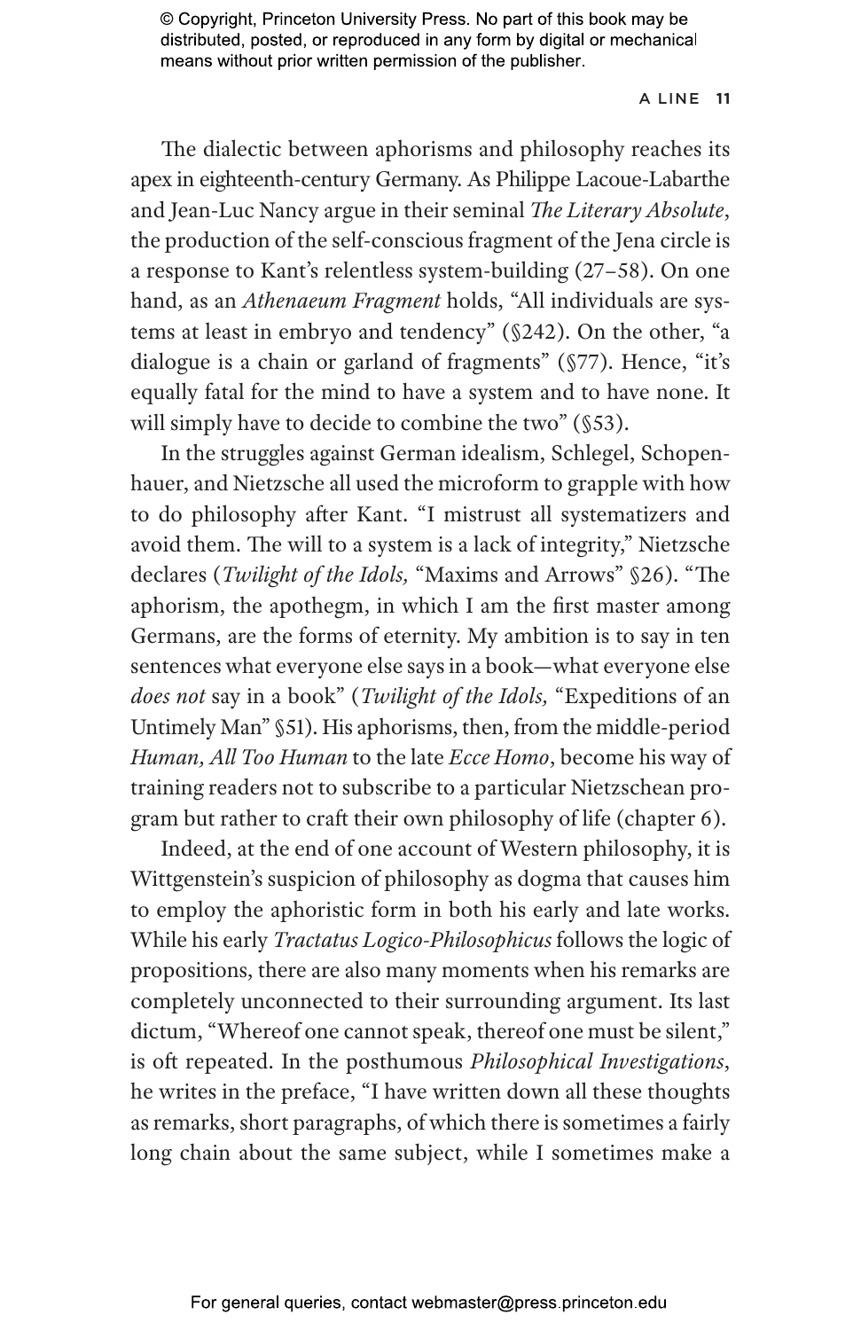The dialectic between aphorisms and philosophy reaches its apex in eighteenth-century Germany. As Philippe Lacoue-Labarthe and Jean-Luc Nancy argue in their seminal *The Literary Absolute*, the production of the self-conscious fragment of the Jena circle is a response to Kant's relentless system-building (27–58). On one hand, as an *Athenaeum Fragment* holds, "All individuals are systems at least in embryo and tendency" (§242). On the other, "a dialogue is a chain or garland of fragments" (§77). Hence, "it's equally fatal for the mind to have a system and to have none. It will simply have to decide to combine the two" (§53).

In the struggles against German idealism, Schlegel, Schopenhauer, and Nietzsche all used the microform to grapple with how to do philosophy after Kant. "I mistrust all systematizers and avoid them. The will to a system is a lack of integrity," Nietzsche declares (*Twilight of the Idols,* "Maxims and Arrows" §26). "The aphorism, the apothegm, in which I am the first master among Germans, are the forms of eternity. My ambition is to say in ten sentences what everyone else says in a book—what everyone else *does not* say in a book" (*Twilight of the Idols,* "Expeditions of an Untimely Man" §51). His aphorisms, then, from the middle-period *Human, All Too Human* to the late *Ecce Homo*, become his way of training readers not to subscribe to a particular Nietzschean program but rather to craft their own philosophy of life (chapter 6).

Indeed, at the end of one account of Western philosophy, it is Wittgenstein's suspicion of philosophy as dogma that causes him to employ the aphoristic form in both his early and late works. While his early *Tractatus Logico-Philosophicus* follows the logic of propositions, there are also many moments when his remarks are completely unconnected to their surrounding argument. Its last dictum, "Whereof one cannot speak, thereof one must be silent," is oft repeated. In the posthumous *Philosophical Investigations*, he writes in the preface, "I have written down all these thoughts as remarks, short paragraphs, of which there is sometimes a fairly long chain about the same subject, while I sometimes make a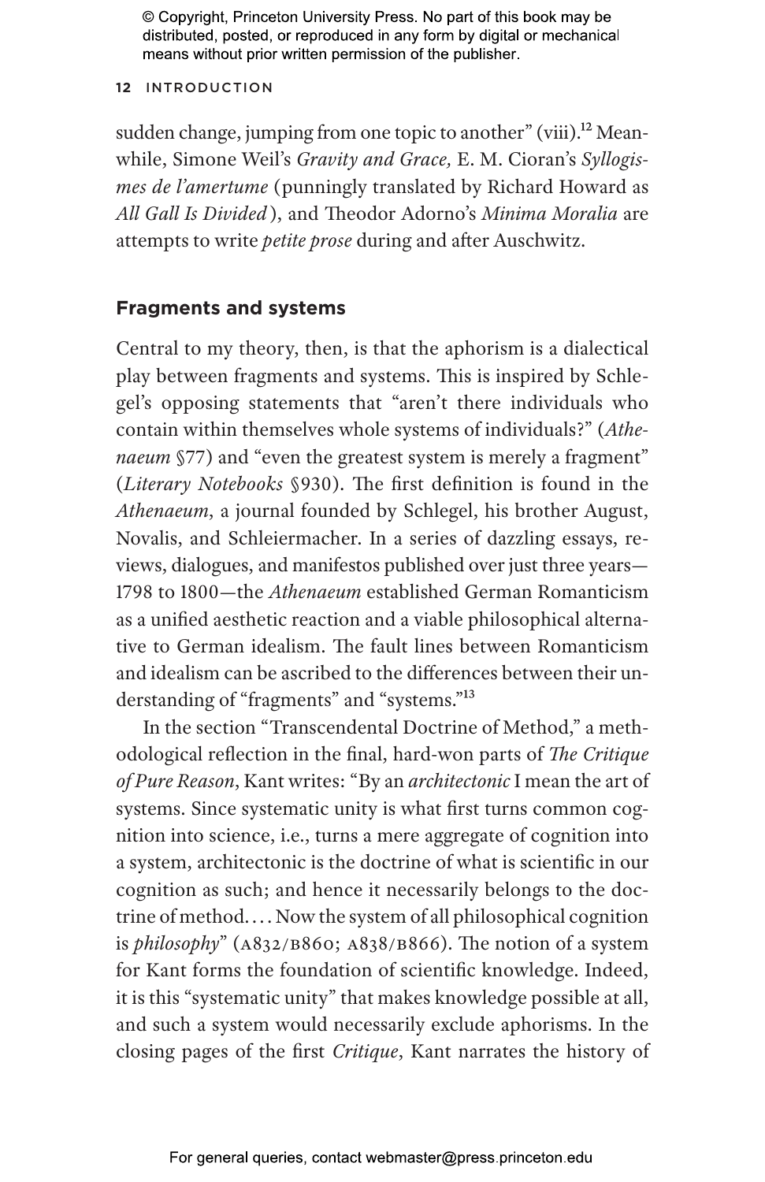sudden change, jumping from one topic to another" (viii).[12] Meanwhile, Simone Weil's *Gravity and Grace,* E. M. Cioran's *Syllogismes de l'amertume* (punningly translated by Richard Howard as *All Gall Is Divided*), and Theodor Adorno's *Minima Moralia* are attempts to write *petite prose* during and after Auschwitz.

## Fragments and systems

Central to my theory, then, is that the aphorism is a dialectical play between fragments and systems. This is inspired by Schlegel's opposing statements that "aren't there individuals who contain within themselves whole systems of individuals?" (*Athenaeum* §77) and "even the greatest system is merely a fragment" (*Literary Notebooks* §930). The first definition is found in the *Athenaeum*, a journal founded by Schlegel, his brother August, Novalis, and Schleiermacher. In a series of dazzling essays, reviews, dialogues, and manifestos published over just three years—1798 to 1800—the *Athenaeum* established German Romanticism as a unified aesthetic reaction and a viable philosophical alternative to German idealism. The fault lines between Romanticism and idealism can be ascribed to the differences between their understanding of "fragments" and "systems."[13]

In the section "Transcendental Doctrine of Method," a methodological reflection in the final, hard-won parts of *The Critique of Pure Reason*, Kant writes: "By an *architectonic* I mean the art of systems. Since systematic unity is what first turns common cognition into science, i.e., turns a mere aggregate of cognition into a system, architectonic is the doctrine of what is scientific in our cognition as such; and hence it necessarily belongs to the doctrine of method. . . . Now the system of all philosophical cognition is *philosophy*" (A832/B860; A838/B866). The notion of a system for Kant forms the foundation of scientific knowledge. Indeed, it is this "systematic unity" that makes knowledge possible at all, and such a system would necessarily exclude aphorisms. In the closing pages of the first *Critique*, Kant narrates the history of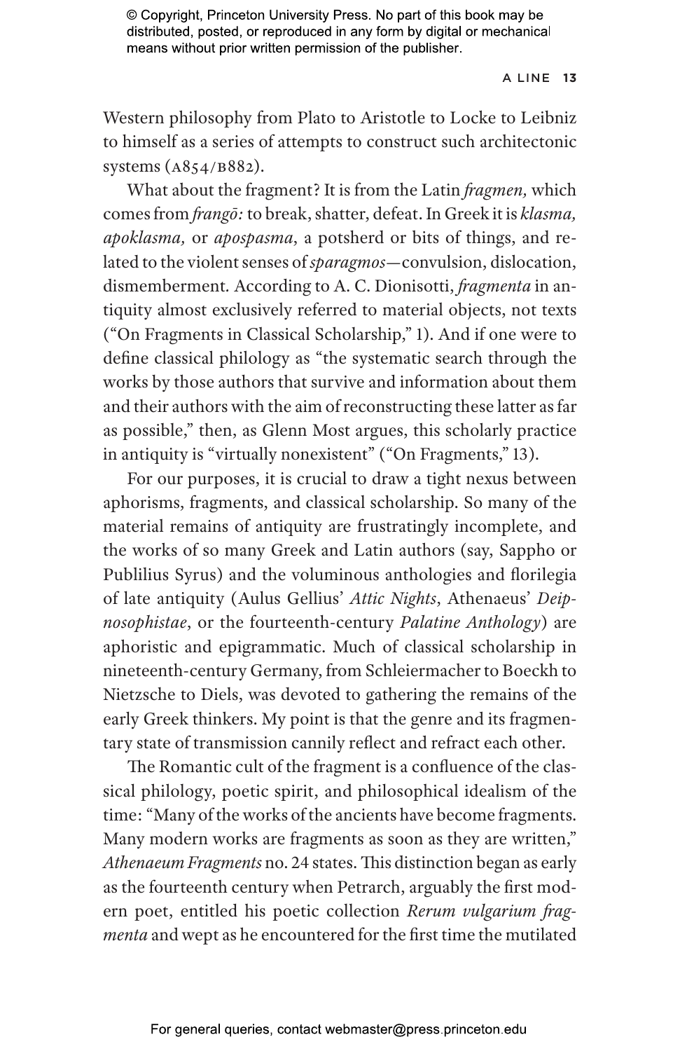Western philosophy from Plato to Aristotle to Locke to Leibniz to himself as a series of attempts to construct such architectonic systems (A854/B882).

What about the fragment? It is from the Latin *fragmen,* which comes from *frangō:* to break, shatter, defeat. In Greek it is *klasma, apoklasma,* or *apospasma*, a potsherd or bits of things, and related to the violent senses of *sparagmos*—convulsion, dislocation, dismemberment. According to A. C. Dionisotti, *fragmenta* in antiquity almost exclusively referred to material objects, not texts ("On Fragments in Classical Scholarship," 1). And if one were to define classical philology as "the systematic search through the works by those authors that survive and information about them and their authors with the aim of reconstructing these latter as far as possible," then, as Glenn Most argues, this scholarly practice in antiquity is "virtually nonexistent" ("On Fragments," 13).

For our purposes, it is crucial to draw a tight nexus between aphorisms, fragments, and classical scholarship. So many of the material remains of antiquity are frustratingly incomplete, and the works of so many Greek and Latin authors (say, Sappho or Publilius Syrus) and the voluminous anthologies and florilegia of late antiquity (Aulus Gellius' *Attic Nights*, Athenaeus' *Deipnosophistae*, or the fourteenth-century *Palatine Anthology*) are aphoristic and epigrammatic. Much of classical scholarship in nineteenth-century Germany, from Schleiermacher to Boeckh to Nietzsche to Diels, was devoted to gathering the remains of the early Greek thinkers. My point is that the genre and its fragmentary state of transmission cannily reflect and refract each other.

The Romantic cult of the fragment is a confluence of the classical philology, poetic spirit, and philosophical idealism of the time: "Many of the works of the ancients have become fragments. Many modern works are fragments as soon as they are written," *Athenaeum Fragments* no. 24 states. This distinction began as early as the fourteenth century when Petrarch, arguably the first modern poet, entitled his poetic collection *Rerum vulgarium fragmenta* and wept as he encountered for the first time the mutilated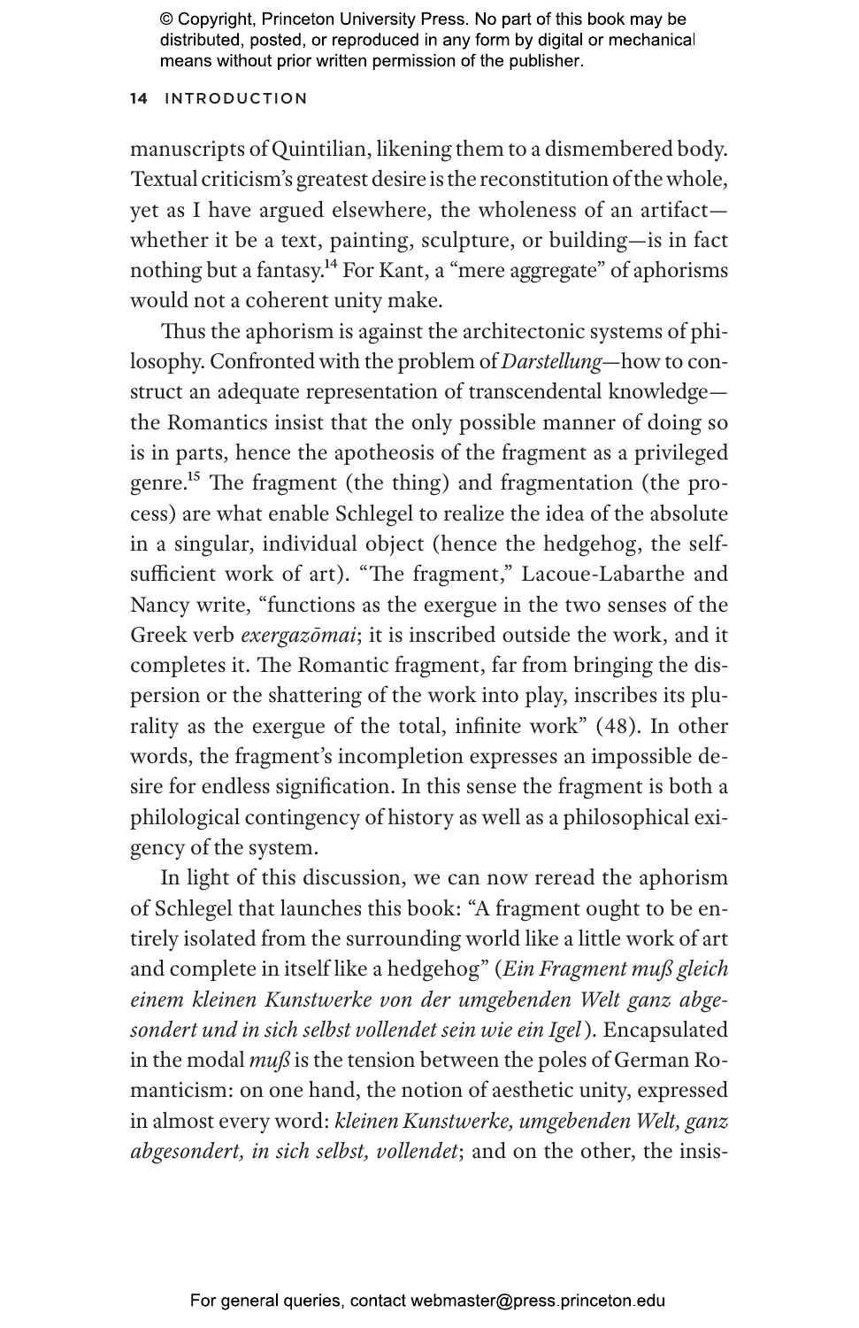manuscripts of Quintilian, likening them to a dismembered body. Textual criticism's greatest desire is the reconstitution of the whole, yet as I have argued elsewhere, the wholeness of an artifact—whether it be a text, painting, sculpture, or building—is in fact nothing but a fantasy.[14] For Kant, a "mere aggregate" of aphorisms would not a coherent unity make.

Thus the aphorism is against the architectonic systems of philosophy. Confronted with the problem of *Darstellung*—how to construct an adequate representation of transcendental knowledge—the Romantics insist that the only possible manner of doing so is in parts, hence the apotheosis of the fragment as a privileged genre.[15] The fragment (the thing) and fragmentation (the process) are what enable Schlegel to realize the idea of the absolute in a singular, individual object (hence the hedgehog, the self-sufficient work of art). "The fragment," Lacoue-Labarthe and Nancy write, "functions as the exergue in the two senses of the Greek verb *exergazōmai*; it is inscribed outside the work, and it completes it. The Romantic fragment, far from bringing the dispersion or the shattering of the work into play, inscribes its plurality as the exergue of the total, infinite work" (48). In other words, the fragment's incompletion expresses an impossible desire for endless signification. In this sense the fragment is both a philological contingency of history as well as a philosophical exigency of the system.

In light of this discussion, we can now reread the aphorism of Schlegel that launches this book: "A fragment ought to be entirely isolated from the surrounding world like a little work of art and complete in itself like a hedgehog" (*Ein Fragment muß gleich einem kleinen Kunstwerke von der umgebenden Welt ganz abgesondert und in sich selbst vollendet sein wie ein Igel*). Encapsulated in the modal *muß* is the tension between the poles of German Romanticism: on one hand, the notion of aesthetic unity, expressed in almost every word: *kleinen Kunstwerke, umgebenden Welt, ganz abgesondert, in sich selbst, vollendet*; and on the other, the insis-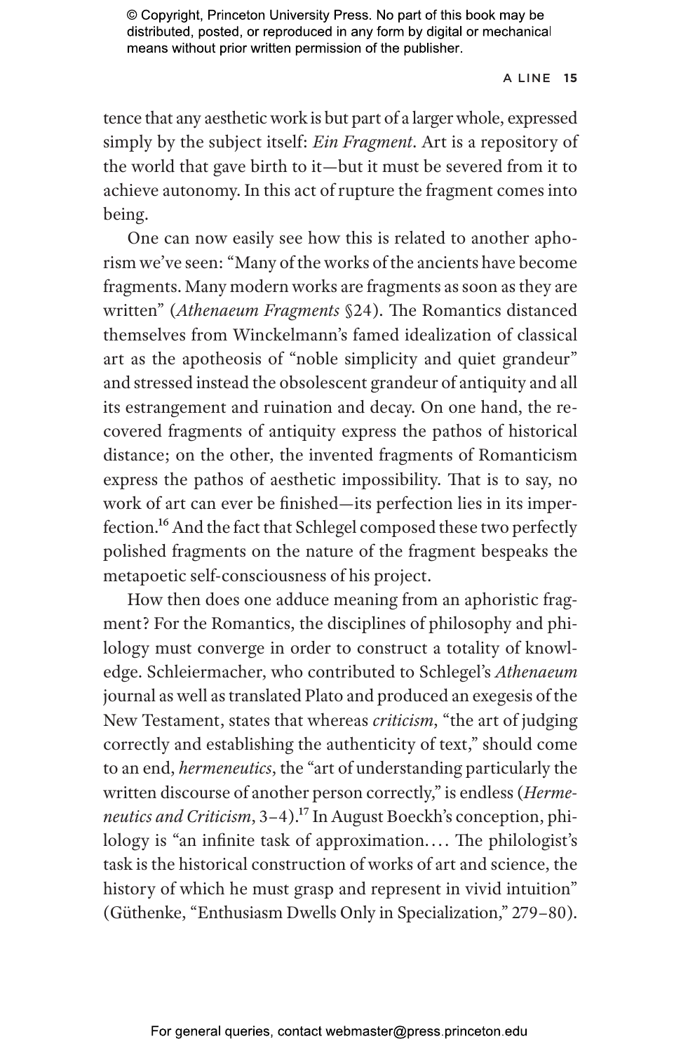tence that any aesthetic work is but part of a larger whole, expressed simply by the subject itself: *Ein Fragment*. Art is a repository of the world that gave birth to it—but it must be severed from it to achieve autonomy. In this act of rupture the fragment comes into being.

One can now easily see how this is related to another aphorism we've seen: "Many of the works of the ancients have become fragments. Many modern works are fragments as soon as they are written" (*Athenaeum Fragments* §24). The Romantics distanced themselves from Winckelmann's famed idealization of classical art as the apotheosis of "noble simplicity and quiet grandeur" and stressed instead the obsolescent grandeur of antiquity and all its estrangement and ruination and decay. On one hand, the recovered fragments of antiquity express the pathos of historical distance; on the other, the invented fragments of Romanticism express the pathos of aesthetic impossibility. That is to say, no work of art can ever be finished—its perfection lies in its imperfection.[16] And the fact that Schlegel composed these two perfectly polished fragments on the nature of the fragment bespeaks the metapoetic self-consciousness of his project.

How then does one adduce meaning from an aphoristic fragment? For the Romantics, the disciplines of philosophy and philology must converge in order to construct a totality of knowledge. Schleiermacher, who contributed to Schlegel's *Athenaeum* journal as well as translated Plato and produced an exegesis of the New Testament, states that whereas *criticism*, "the art of judging correctly and establishing the authenticity of text," should come to an end, *hermeneutics*, the "art of understanding particularly the written discourse of another person correctly," is endless (*Hermeneutics and Criticism*, 3–4).[17] In August Boeckh's conception, philology is "an infinite task of approximation. . . . The philologist's task is the historical construction of works of art and science, the history of which he must grasp and represent in vivid intuition" (Güthenke, "Enthusiasm Dwells Only in Specialization," 279–80).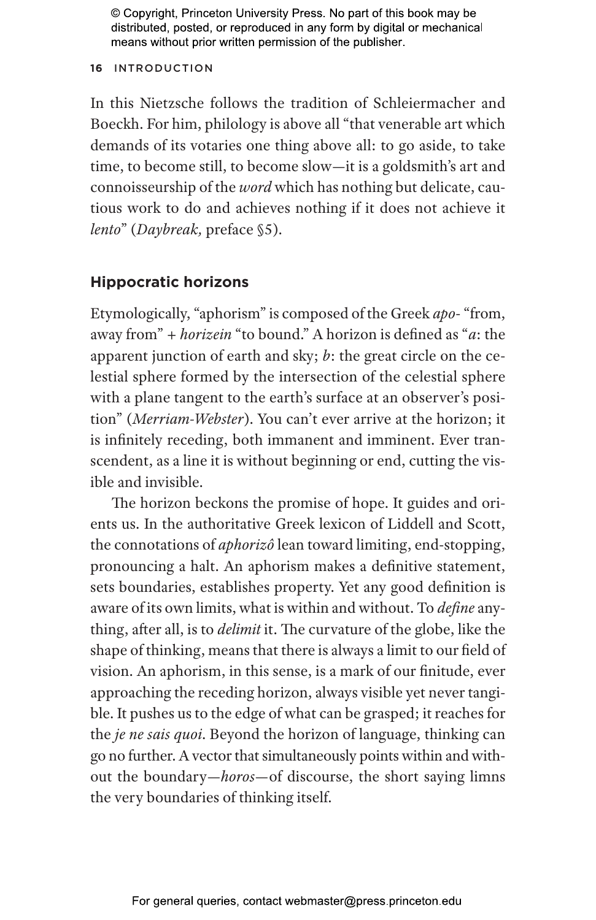In this Nietzsche follows the tradition of Schleiermacher and Boeckh. For him, philology is above all "that venerable art which demands of its votaries one thing above all: to go aside, to take time, to become still, to become slow—it is a goldsmith's art and connoisseurship of the *word* which has nothing but delicate, cautious work to do and achieves nothing if it does not achieve it *lento*" (*Daybreak,* preface §5).

## Hippocratic horizons

Etymologically, "aphorism" is composed of the Greek *apo-* "from, away from" + *horizein* "to bound." A horizon is defined as "*a*: the apparent junction of earth and sky; *b*: the great circle on the celestial sphere formed by the intersection of the celestial sphere with a plane tangent to the earth's surface at an observer's position" (*Merriam-Webster*). You can't ever arrive at the horizon; it is infinitely receding, both immanent and imminent. Ever transcendent, as a line it is without beginning or end, cutting the visible and invisible.

The horizon beckons the promise of hope. It guides and orients us. In the authoritative Greek lexicon of Liddell and Scott, the connotations of *aphorizô* lean toward limiting, end-stopping, pronouncing a halt. An aphorism makes a definitive statement, sets boundaries, establishes property. Yet any good definition is aware of its own limits, what is within and without. To *define* anything, after all, is to *delimit* it. The curvature of the globe, like the shape of thinking, means that there is always a limit to our field of vision. An aphorism, in this sense, is a mark of our finitude, ever approaching the receding horizon, always visible yet never tangible. It pushes us to the edge of what can be grasped; it reaches for the *je ne sais quoi*. Beyond the horizon of language, thinking can go no further. A vector that simultaneously points within and without the boundary—*horos*—of discourse, the short saying limns the very boundaries of thinking itself.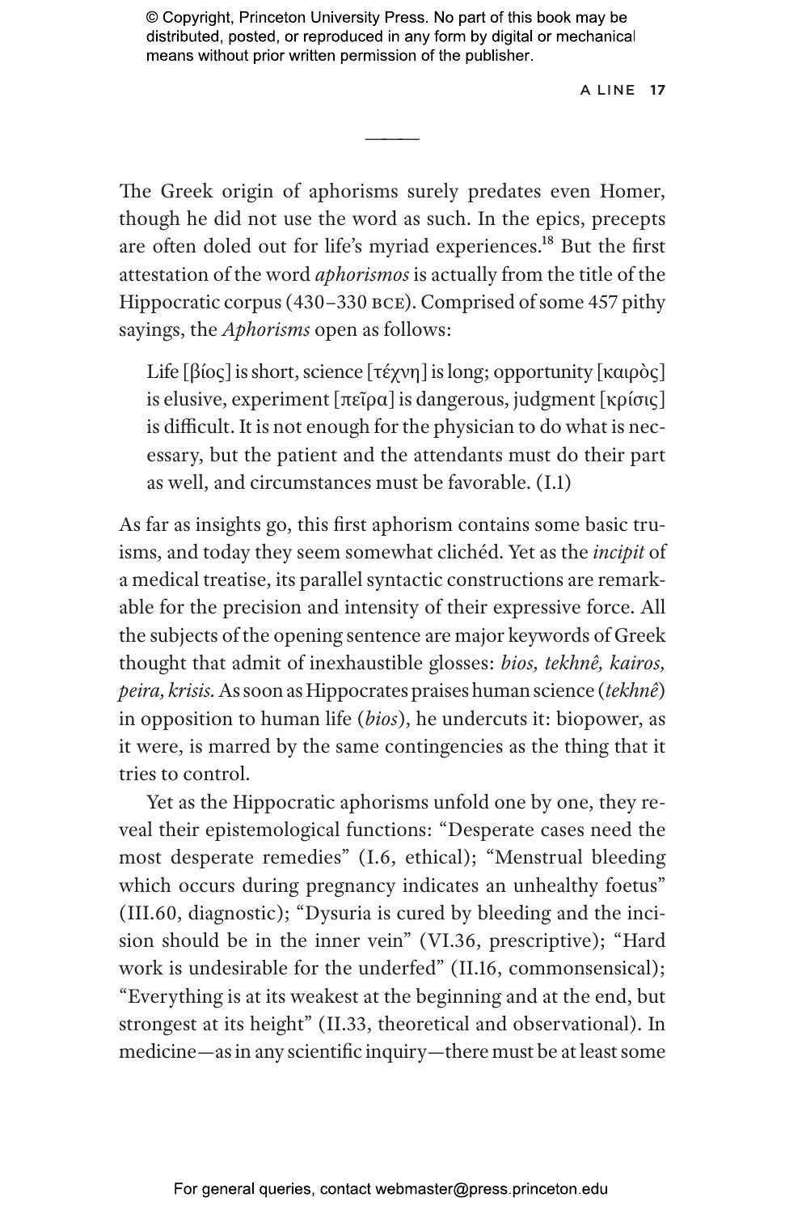The Greek origin of aphorisms surely predates even Homer, though he did not use the word as such. In the epics, precepts are often doled out for life's myriad experiences.[18] But the first attestation of the word *aphorismos* is actually from the title of the Hippocratic corpus (430–330 BCE). Comprised of some 457 pithy sayings, the *Aphorisms* open as follows:

> Life [βίος] is short, science [τέχνη] is long; opportunity [καιρὸς] is elusive, experiment [πεῖρα] is dangerous, judgment [κρίσις] is difficult. It is not enough for the physician to do what is necessary, but the patient and the attendants must do their part as well, and circumstances must be favorable. (I.1)

As far as insights go, this first aphorism contains some basic truisms, and today they seem somewhat clichéd. Yet as the *incipit* of a medical treatise, its parallel syntactic constructions are remarkable for the precision and intensity of their expressive force. All the subjects of the opening sentence are major keywords of Greek thought that admit of inexhaustible glosses: *bios, tekhnê, kairos, peira, krisis.* As soon as Hippocrates praises human science (*tekhnê*) in opposition to human life (*bios*), he undercuts it: biopower, as it were, is marred by the same contingencies as the thing that it tries to control.

Yet as the Hippocratic aphorisms unfold one by one, they reveal their epistemological functions: "Desperate cases need the most desperate remedies" (I.6, ethical); "Menstrual bleeding which occurs during pregnancy indicates an unhealthy foetus" (III.60, diagnostic); "Dysuria is cured by bleeding and the incision should be in the inner vein" (VI.36, prescriptive); "Hard work is undesirable for the underfed" (II.16, commonsensical); "Everything is at its weakest at the beginning and at the end, but strongest at its height" (II.33, theoretical and observational). In medicine—as in any scientific inquiry—there must be at least some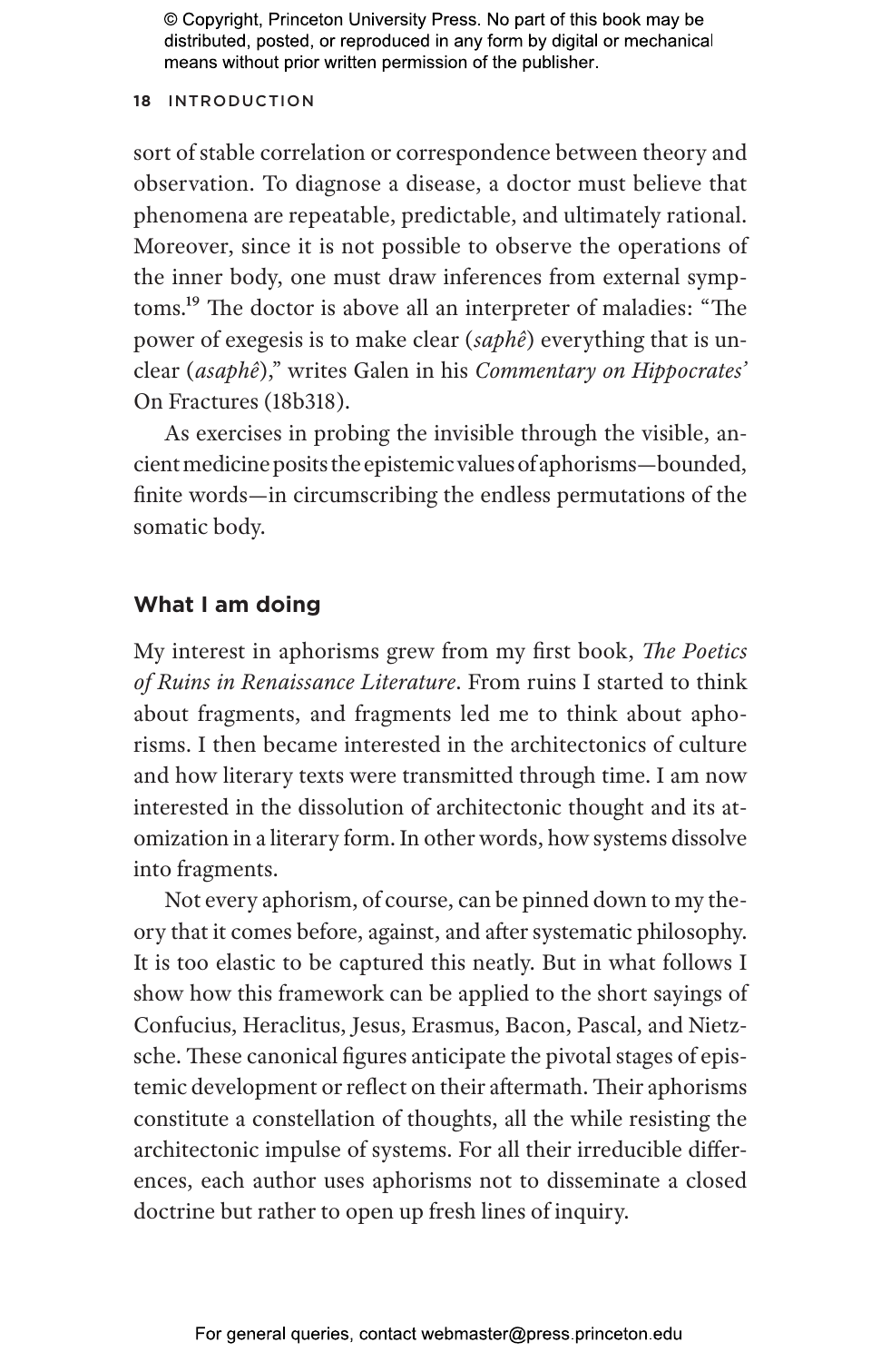sort of stable correlation or correspondence between theory and observation. To diagnose a disease, a doctor must believe that phenomena are repeatable, predictable, and ultimately rational. Moreover, since it is not possible to observe the operations of the inner body, one must draw inferences from external symptoms.[19] The doctor is above all an interpreter of maladies: "The power of exegesis is to make clear (*saphê*) everything that is unclear (*asaphê*)," writes Galen in his *Commentary on Hippocrates'* On Fractures (18b318).

As exercises in probing the invisible through the visible, ancient medicine posits the epistemic values of aphorisms—bounded, finite words—in circumscribing the endless permutations of the somatic body.

## What I am doing

My interest in aphorisms grew from my first book, *The Poetics of Ruins in Renaissance Literature*. From ruins I started to think about fragments, and fragments led me to think about aphorisms. I then became interested in the architectonics of culture and how literary texts were transmitted through time. I am now interested in the dissolution of architectonic thought and its atomization in a literary form. In other words, how systems dissolve into fragments.

Not every aphorism, of course, can be pinned down to my theory that it comes before, against, and after systematic philosophy. It is too elastic to be captured this neatly. But in what follows I show how this framework can be applied to the short sayings of Confucius, Heraclitus, Jesus, Erasmus, Bacon, Pascal, and Nietzsche. These canonical figures anticipate the pivotal stages of epistemic development or reflect on their aftermath. Their aphorisms constitute a constellation of thoughts, all the while resisting the architectonic impulse of systems. For all their irreducible differences, each author uses aphorisms not to disseminate a closed doctrine but rather to open up fresh lines of inquiry.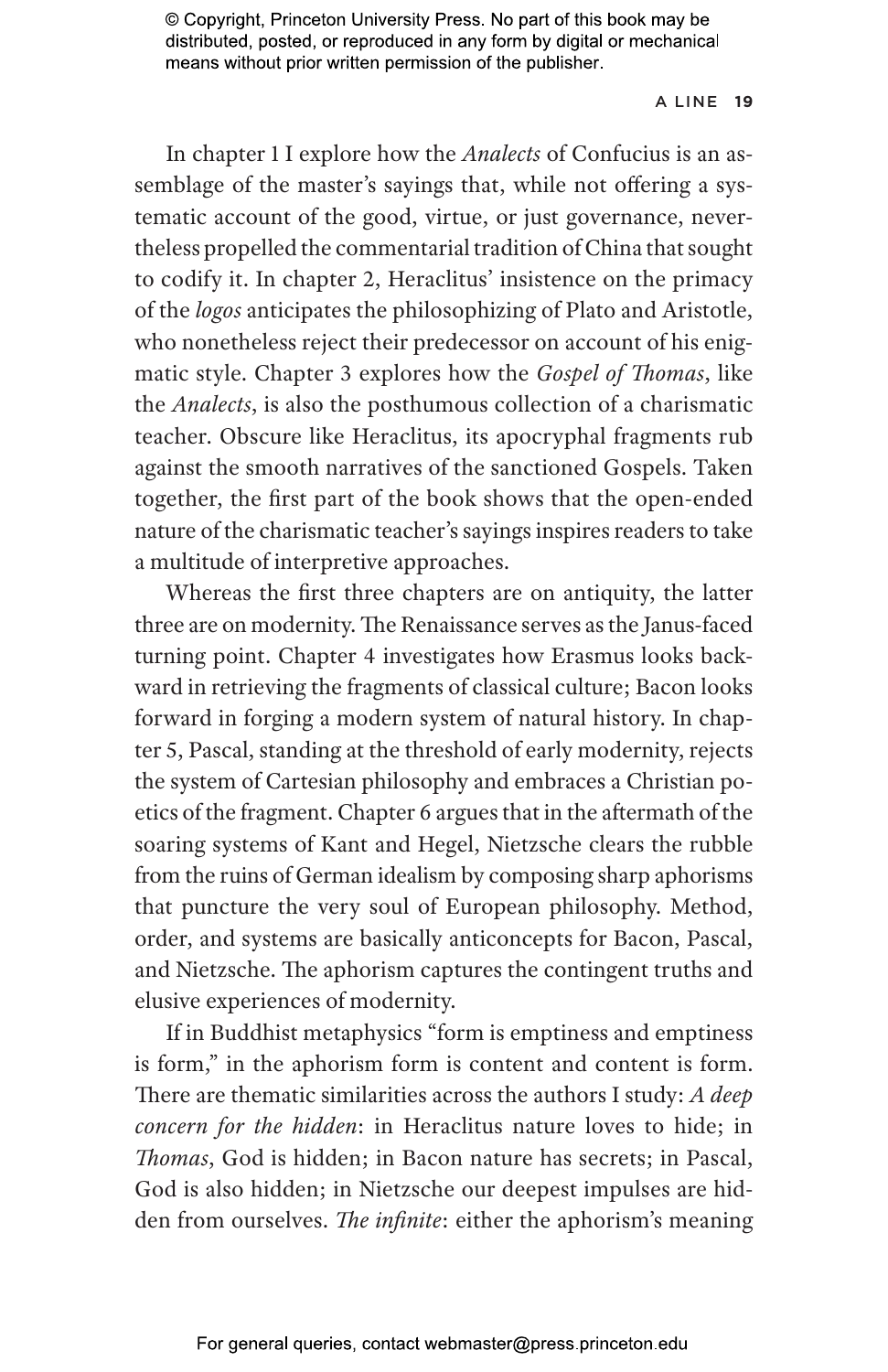In chapter 1 I explore how the *Analects* of Confucius is an assemblage of the master's sayings that, while not offering a systematic account of the good, virtue, or just governance, nevertheless propelled the commentarial tradition of China that sought to codify it. In chapter 2, Heraclitus' insistence on the primacy of the *logos* anticipates the philosophizing of Plato and Aristotle, who nonetheless reject their predecessor on account of his enigmatic style. Chapter 3 explores how the *Gospel of Thomas*, like the *Analects*, is also the posthumous collection of a charismatic teacher. Obscure like Heraclitus, its apocryphal fragments rub against the smooth narratives of the sanctioned Gospels. Taken together, the first part of the book shows that the open-ended nature of the charismatic teacher's sayings inspires readers to take a multitude of interpretive approaches.

Whereas the first three chapters are on antiquity, the latter three are on modernity. The Renaissance serves as the Janus-faced turning point. Chapter 4 investigates how Erasmus looks backward in retrieving the fragments of classical culture; Bacon looks forward in forging a modern system of natural history. In chapter 5, Pascal, standing at the threshold of early modernity, rejects the system of Cartesian philosophy and embraces a Christian poetics of the fragment. Chapter 6 argues that in the aftermath of the soaring systems of Kant and Hegel, Nietzsche clears the rubble from the ruins of German idealism by composing sharp aphorisms that puncture the very soul of European philosophy. Method, order, and systems are basically anticoncepts for Bacon, Pascal, and Nietzsche. The aphorism captures the contingent truths and elusive experiences of modernity.

If in Buddhist metaphysics "form is emptiness and emptiness is form," in the aphorism form is content and content is form. There are thematic similarities across the authors I study: *A deep concern for the hidden*: in Heraclitus nature loves to hide; in *Thomas*, God is hidden; in Bacon nature has secrets; in Pascal, God is also hidden; in Nietzsche our deepest impulses are hidden from ourselves. *The infinite*: either the aphorism's meaning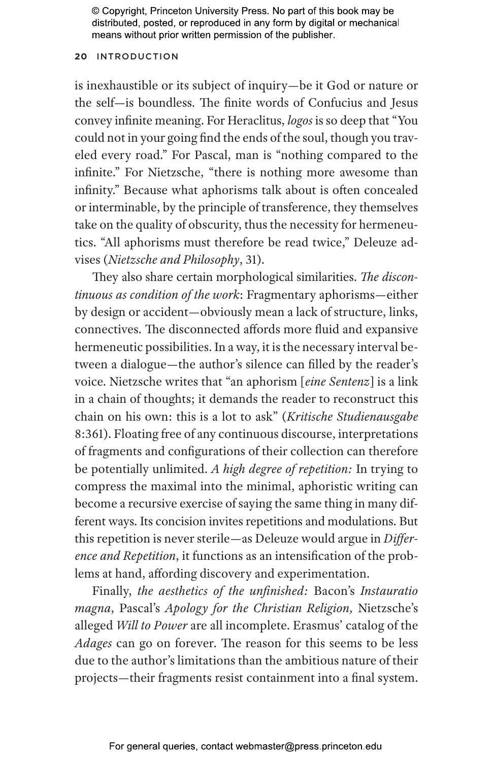is inexhaustible or its subject of inquiry—be it God or nature or the self—is boundless. The finite words of Confucius and Jesus convey infinite meaning. For Heraclitus, *logos* is so deep that "You could not in your going find the ends of the soul, though you traveled every road." For Pascal, man is "nothing compared to the infinite." For Nietzsche, "there is nothing more awesome than infinity." Because what aphorisms talk about is often concealed or interminable, by the principle of transference, they themselves take on the quality of obscurity, thus the necessity for hermeneutics. "All aphorisms must therefore be read twice," Deleuze advises (*Nietzsche and Philosophy*, 31).

They also share certain morphological similarities. *The discontinuous as condition of the work*: Fragmentary aphorisms—either by design or accident—obviously mean a lack of structure, links, connectives. The disconnected affords more fluid and expansive hermeneutic possibilities. In a way, it is the necessary interval between a dialogue—the author's silence can filled by the reader's voice. Nietzsche writes that "an aphorism [*eine Sentenz*] is a link in a chain of thoughts; it demands the reader to reconstruct this chain on his own: this is a lot to ask" (*Kritische Studienausgabe* 8:361). Floating free of any continuous discourse, interpretations of fragments and configurations of their collection can therefore be potentially unlimited. *A high degree of repetition:* In trying to compress the maximal into the minimal, aphoristic writing can become a recursive exercise of saying the same thing in many different ways. Its concision invites repetitions and modulations. But this repetition is never sterile—as Deleuze would argue in *Difference and Repetition*, it functions as an intensification of the problems at hand, affording discovery and experimentation.

Finally, *the aesthetics of the unfinished:* Bacon's *Instauratio magna*, Pascal's *Apology for the Christian Religion,* Nietzsche's alleged *Will to Power* are all incomplete. Erasmus' catalog of the *Adages* can go on forever. The reason for this seems to be less due to the author's limitations than the ambitious nature of their projects—their fragments resist containment into a final system.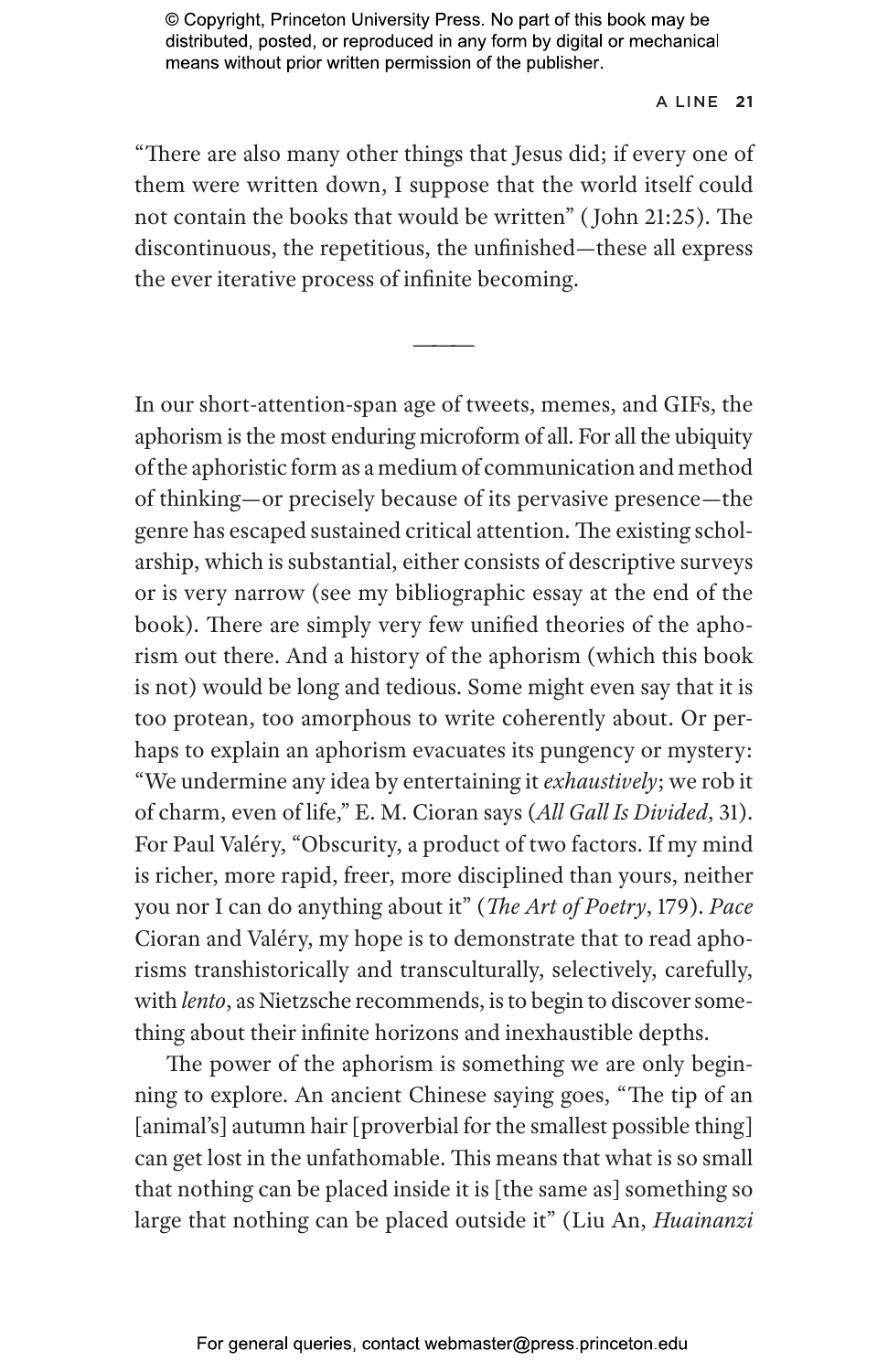"There are also many other things that Jesus did; if every one of them were written down, I suppose that the world itself could not contain the books that would be written" (John 21:25). The discontinuous, the repetitious, the unfinished—these all express the ever iterative process of infinite becoming.

———

In our short-attention-span age of tweets, memes, and GIFs, the aphorism is the most enduring microform of all. For all the ubiquity of the aphoristic form as a medium of communication and method of thinking—or precisely because of its pervasive presence—the genre has escaped sustained critical attention. The existing scholarship, which is substantial, either consists of descriptive surveys or is very narrow (see my bibliographic essay at the end of the book). There are simply very few unified theories of the aphorism out there. And a history of the aphorism (which this book is not) would be long and tedious. Some might even say that it is too protean, too amorphous to write coherently about. Or perhaps to explain an aphorism evacuates its pungency or mystery: "We undermine any idea by entertaining it *exhaustively*; we rob it of charm, even of life," E. M. Cioran says (*All Gall Is Divided*, 31). For Paul Valéry, "Obscurity, a product of two factors. If my mind is richer, more rapid, freer, more disciplined than yours, neither you nor I can do anything about it" (*The Art of Poetry*, 179). *Pace* Cioran and Valéry, my hope is to demonstrate that to read aphorisms transhistorically and transculturally, selectively, carefully, with *lento*, as Nietzsche recommends, is to begin to discover something about their infinite horizons and inexhaustible depths.

The power of the aphorism is something we are only beginning to explore. An ancient Chinese saying goes, "The tip of an [animal's] autumn hair [proverbial for the smallest possible thing] can get lost in the unfathomable. This means that what is so small that nothing can be placed inside it is [the same as] something so large that nothing can be placed outside it" (Liu An, *Huainanzi*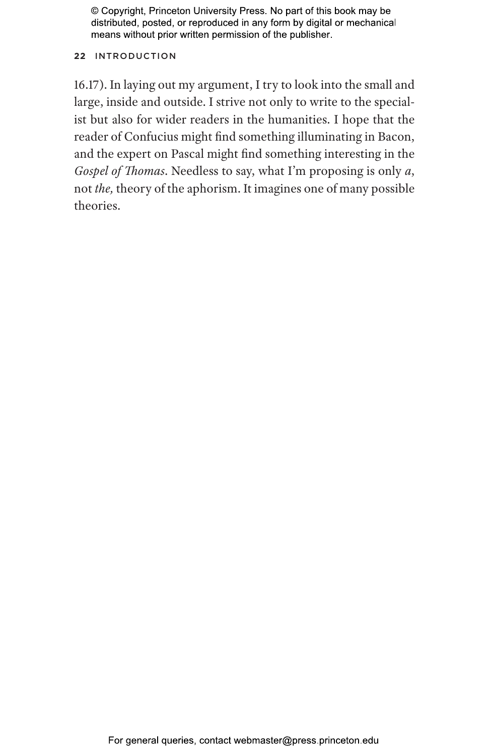16.17). In laying out my argument, I try to look into the small and large, inside and outside. I strive not only to write to the specialist but also for wider readers in the humanities. I hope that the reader of Confucius might find something illuminating in Bacon, and the expert on Pascal might find something interesting in the *Gospel of Thomas*. Needless to say, what I'm proposing is only *a*, not *the,* theory of the aphorism. It imagines one of many possible theories.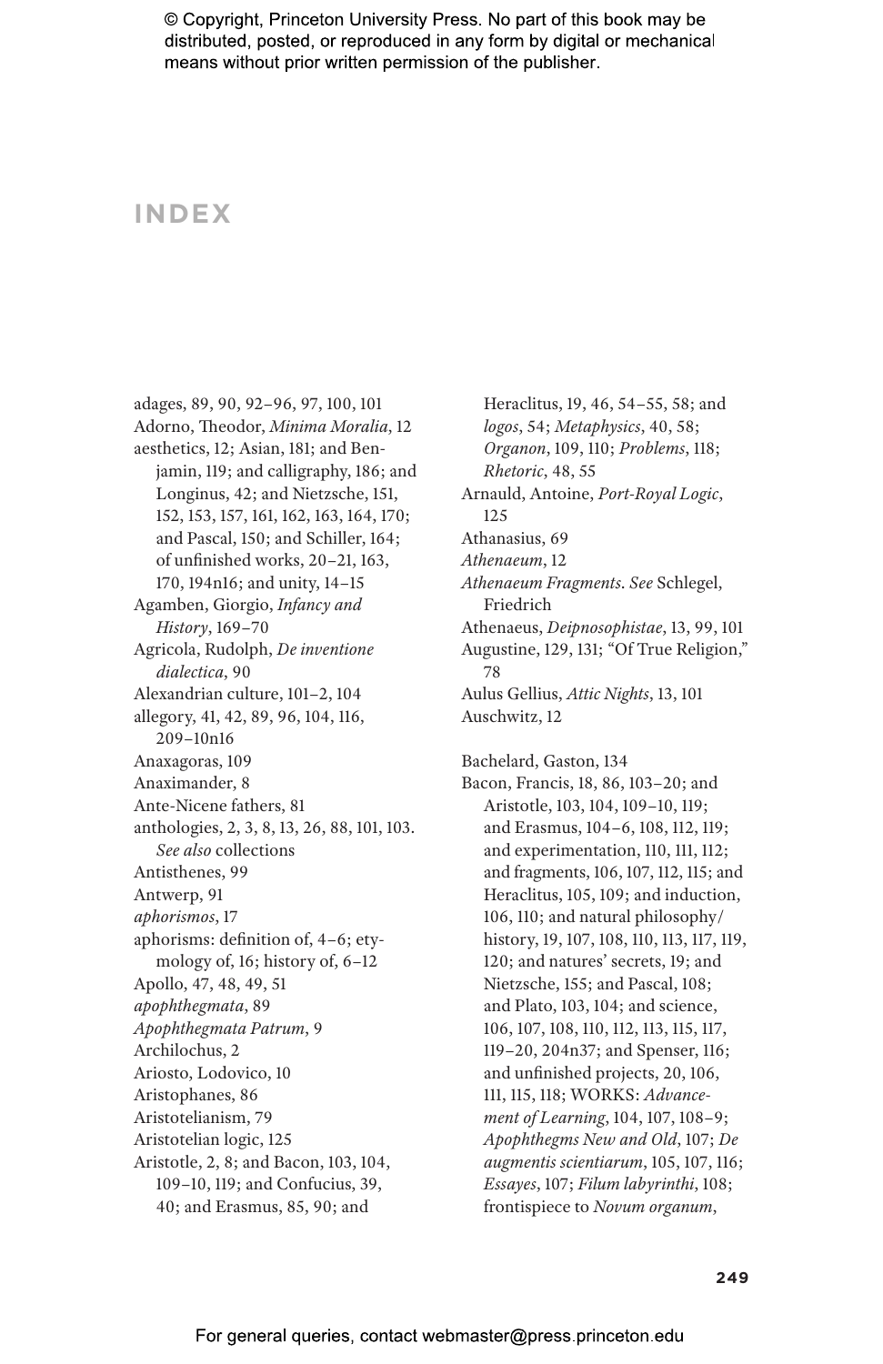© Copyright, Princeton University Press. No part of this book may be distributed, posted, or reproduced in any form by digital or mechanical means without prior written permission of the publisher.

# INDEX

adages, 89, 90, 92–96, 97, 100, 101
Adorno, Theodor, *Minima Moralia*, 12
aesthetics, 12; Asian, 181; and Benjamin, 119; and calligraphy, 186; and Longinus, 42; and Nietzsche, 151, 152, 153, 157, 161, 162, 163, 164, 170; and Pascal, 150; and Schiller, 164; of unfinished works, 20–21, 163, 170, 194n16; and unity, 14–15
Agamben, Giorgio, *Infancy and History*, 169–70
Agricola, Rudolph, *De inventione dialectica*, 90
Alexandrian culture, 101–2, 104
allegory, 41, 42, 89, 96, 104, 116, 209–10n16
Anaxagoras, 109
Anaximander, 8
Ante-Nicene fathers, 81
anthologies, 2, 3, 8, 13, 26, 88, 101, 103. *See also* collections
Antisthenes, 99
Antwerp, 91
*aphorismos*, 17
aphorisms: definition of, 4–6; etymology of, 16; history of, 6–12
Apollo, 47, 48, 49, 51
*apophthegmata*, 89
*Apophthegmata Patrum*, 9
Archilochus, 2
Ariosto, Lodovico, 10
Aristophanes, 86
Aristotelianism, 79
Aristotelian logic, 125
Aristotle, 2, 8; and Bacon, 103, 104, 109–10, 119; and Confucius, 39, 40; and Erasmus, 85, 90; and Heraclitus, 19, 46, 54–55, 58; and *logos*, 54; *Metaphysics*, 40, 58; *Organon*, 109, 110; *Problems*, 118; *Rhetoric*, 48, 55
Arnauld, Antoine, *Port-Royal Logic*, 125
Athanasius, 69
*Athenaeum*, 12
*Athenaeum Fragments*. *See* Schlegel, Friedrich
Athenaeus, *Deipnosophistae*, 13, 99, 101
Augustine, 129, 131; "Of True Religion," 78
Aulus Gellius, *Attic Nights*, 13, 101
Auschwitz, 12

Bachelard, Gaston, 134
Bacon, Francis, 18, 86, 103–20; and Aristotle, 103, 104, 109–10, 119; and Erasmus, 104–6, 108, 112, 119; and experimentation, 110, 111, 112; and fragments, 106, 107, 112, 115; and Heraclitus, 105, 109; and induction, 106, 110; and natural philosophy/history, 19, 107, 108, 110, 113, 117, 119, 120; and natures' secrets, 19; and Nietzsche, 155; and Pascal, 108; and Plato, 103, 104; and science, 106, 107, 108, 110, 112, 113, 115, 117, 119–20, 204n37; and Spenser, 116; and unfinished projects, 20, 106, 111, 115, 118; WORKS: *Advancement of Learning*, 104, 107, 108–9; *Apophthegms New and Old*, 107; *De augmentis scientiarum*, 105, 107, 116; *Essayes*, 107; *Filum labyrinthi*, 108; frontispiece to *Novum organum*,

For general queries, contact webmaster@press.princeton.edu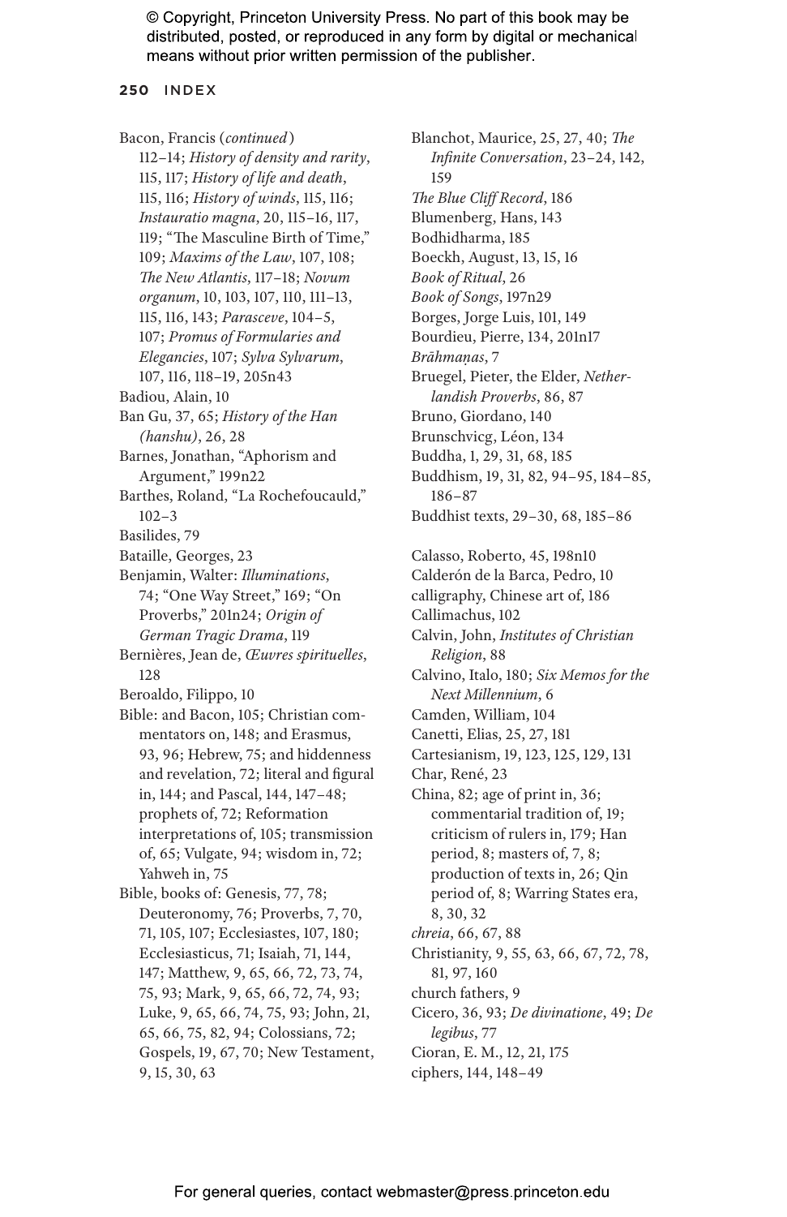Bacon, Francis (*continued*) 112–14; *History of density and rarity*, 115, 117; *History of life and death*, 115, 116; *History of winds*, 115, 116; *Instauratio magna*, 20, 115–16, 117, 119; "The Masculine Birth of Time," 109; *Maxims of the Law*, 107, 108; *The New Atlantis*, 117–18; *Novum organum*, 10, 103, 107, 110, 111–13, 115, 116, 143; *Parasceve*, 104–5, 107; *Promus of Formularies and Elegancies*, 107; *Sylva Sylvarum*, 107, 116, 118–19, 205n43

Badiou, Alain, 10

Ban Gu, 37, 65; *History of the Han (hanshu)*, 26, 28

Barnes, Jonathan, "Aphorism and Argument," 199n22

Barthes, Roland, "La Rochefoucauld," 102–3

Basilides, 79

Bataille, Georges, 23

Benjamin, Walter: *Illuminations*, 74; "One Way Street," 169; "On Proverbs," 201n24; *Origin of German Tragic Drama*, 119

Bernières, Jean de, *Œuvres spirituelles*, 128

Beroaldo, Filippo, 10

Bible: and Bacon, 105; Christian commentators on, 148; and Erasmus, 93, 96; Hebrew, 75; and hiddenness and revelation, 72; literal and figural in, 144; and Pascal, 144, 147–48; prophets of, 72; Reformation interpretations of, 105; transmission of, 65; Vulgate, 94; wisdom in, 72; Yahweh in, 75

Bible, books of: Genesis, 77, 78; Deuteronomy, 76; Proverbs, 7, 70, 71, 105, 107; Ecclesiastes, 107, 180; Ecclesiasticus, 71; Isaiah, 71, 144, 147; Matthew, 9, 65, 66, 72, 73, 74, 75, 93; Mark, 9, 65, 66, 72, 74, 93; Luke, 9, 65, 66, 74, 75, 93; John, 21, 65, 66, 75, 82, 94; Colossians, 72; Gospels, 19, 67, 70; New Testament, 9, 15, 30, 63

Blanchot, Maurice, 25, 27, 40; *The Infinite Conversation*, 23–24, 142, 159

*The Blue Cliff Record*, 186

Blumenberg, Hans, 143

Bodhidharma, 185

Boeckh, August, 13, 15, 16

*Book of Ritual*, 26

*Book of Songs*, 197n29

Borges, Jorge Luis, 101, 149

Bourdieu, Pierre, 134, 201n17

*Brāhmaṇas*, 7

Bruegel, Pieter, the Elder, *Netherlandish Proverbs*, 86, 87

Bruno, Giordano, 140

Brunschvicg, Léon, 134

Buddha, 1, 29, 31, 68, 185

Buddhism, 19, 31, 82, 94–95, 184–85, 186–87

Buddhist texts, 29–30, 68, 185–86

Calasso, Roberto, 45, 198n10

Calderón de la Barca, Pedro, 10

calligraphy, Chinese art of, 186

Callimachus, 102

Calvin, John, *Institutes of Christian Religion*, 88

Calvino, Italo, 180; *Six Memos for the Next Millennium*, 6

Camden, William, 104

Canetti, Elias, 25, 27, 181

Cartesianism, 19, 123, 125, 129, 131

Char, René, 23

China, 82; age of print in, 36; commentarial tradition of, 19; criticism of rulers in, 179; Han period, 8; masters of, 7, 8; production of texts in, 26; Qin period of, 8; Warring States era, 8, 30, 32

*chreia*, 66, 67, 88

Christianity, 9, 55, 63, 66, 67, 72, 78, 81, 97, 160

church fathers, 9

Cicero, 36, 93; *De divinatione*, 49; *De legibus*, 77

Cioran, E. M., 12, 21, 175

ciphers, 144, 148–49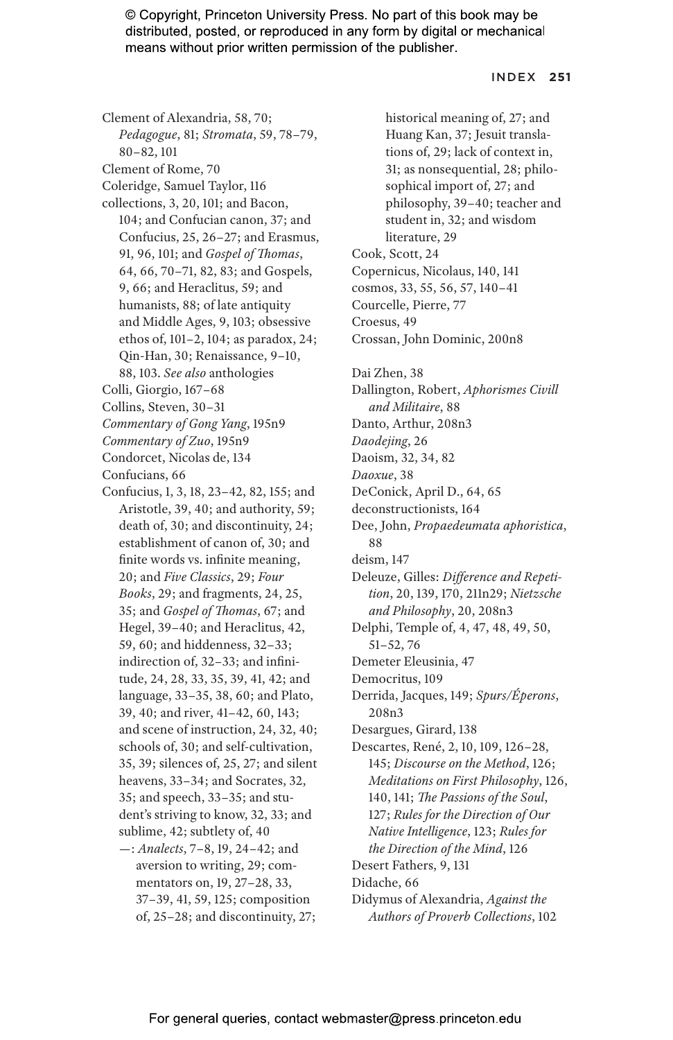Clement of Alexandria, 58, 70; *Pedagogue*, 81; *Stromata*, 59, 78–79, 80–82, 101

Clement of Rome, 70

Coleridge, Samuel Taylor, 116

collections, 3, 20, 101; and Bacon, 104; and Confucian canon, 37; and Confucius, 25, 26–27; and Erasmus, 91, 96, 101; and *Gospel of Thomas*, 64, 66, 70–71, 82, 83; and Gospels, 9, 66; and Heraclitus, 59; and humanists, 88; of late antiquity and Middle Ages, 9, 103; obsessive ethos of, 101–2, 104; as paradox, 24; Qin-Han, 30; Renaissance, 9–10, 88, 103. *See also* anthologies

Colli, Giorgio, 167–68

Collins, Steven, 30–31

*Commentary of Gong Yang*, 195n9

*Commentary of Zuo*, 195n9

Condorcet, Nicolas de, 134

Confucians, 66

Confucius, 1, 3, 18, 23–42, 82, 155; and Aristotle, 39, 40; and authority, 59; death of, 30; and discontinuity, 24; establishment of canon of, 30; and finite words vs. infinite meaning, 20; and *Five Classics*, 29; *Four Books*, 29; and fragments, 24, 25, 35; and *Gospel of Thomas*, 67; and Hegel, 39–40; and Heraclitus, 42, 59, 60; and hiddenness, 32–33; indirection of, 32–33; and infinitude, 24, 28, 33, 35, 39, 41, 42; and language, 33–35, 38, 60; and Plato, 39, 40; and river, 41–42, 60, 143; and scene of instruction, 24, 32, 40; schools of, 30; and self-cultivation, 35, 39; silences of, 25, 27; and silent heavens, 33–34; and Socrates, 32, 35; and speech, 33–35; and student's striving to know, 32, 33; and sublime, 42; subtlety of, 40

—: *Analects*, 7–8, 19, 24–42; and aversion to writing, 29; commentators on, 19, 27–28, 33, 37–39, 41, 59, 125; composition of, 25–28; and discontinuity, 27; historical meaning of, 27; and Huang Kan, 37; Jesuit translations of, 29; lack of context in, 31; as nonsequential, 28; philosophical import of, 27; and philosophy, 39–40; teacher and student in, 32; and wisdom literature, 29

Cook, Scott, 24

Copernicus, Nicolaus, 140, 141

cosmos, 33, 55, 56, 57, 140–41

Courcelle, Pierre, 77

Croesus, 49

Crossan, John Dominic, 200n8

Dai Zhen, 38

Dallington, Robert, *Aphorismes Civill and Militaire*, 88

Danto, Arthur, 208n3

*Daodejing*, 26

Daoism, 32, 34, 82

*Daoxue*, 38

DeConick, April D., 64, 65

deconstructionists, 164

Dee, John, *Propaedeumata aphoristica*, 88

deism, 147

Deleuze, Gilles: *Difference and Repetition*, 20, 139, 170, 211n29; *Nietzsche and Philosophy*, 20, 208n3

Delphi, Temple of, 4, 47, 48, 49, 50, 51–52, 76

Demeter Eleusinia, 47

Democritus, 109

Derrida, Jacques, 149; *Spurs/Éperons*, 208n3

Desargues, Girard, 138

Descartes, René, 2, 10, 109, 126–28, 145; *Discourse on the Method*, 126; *Meditations on First Philosophy*, 126, 140, 141; *The Passions of the Soul*, 127; *Rules for the Direction of Our Native Intelligence*, 123; *Rules for the Direction of the Mind*, 126

Desert Fathers, 9, 131

Didache, 66

Didymus of Alexandria, *Against the Authors of Proverb Collections*, 102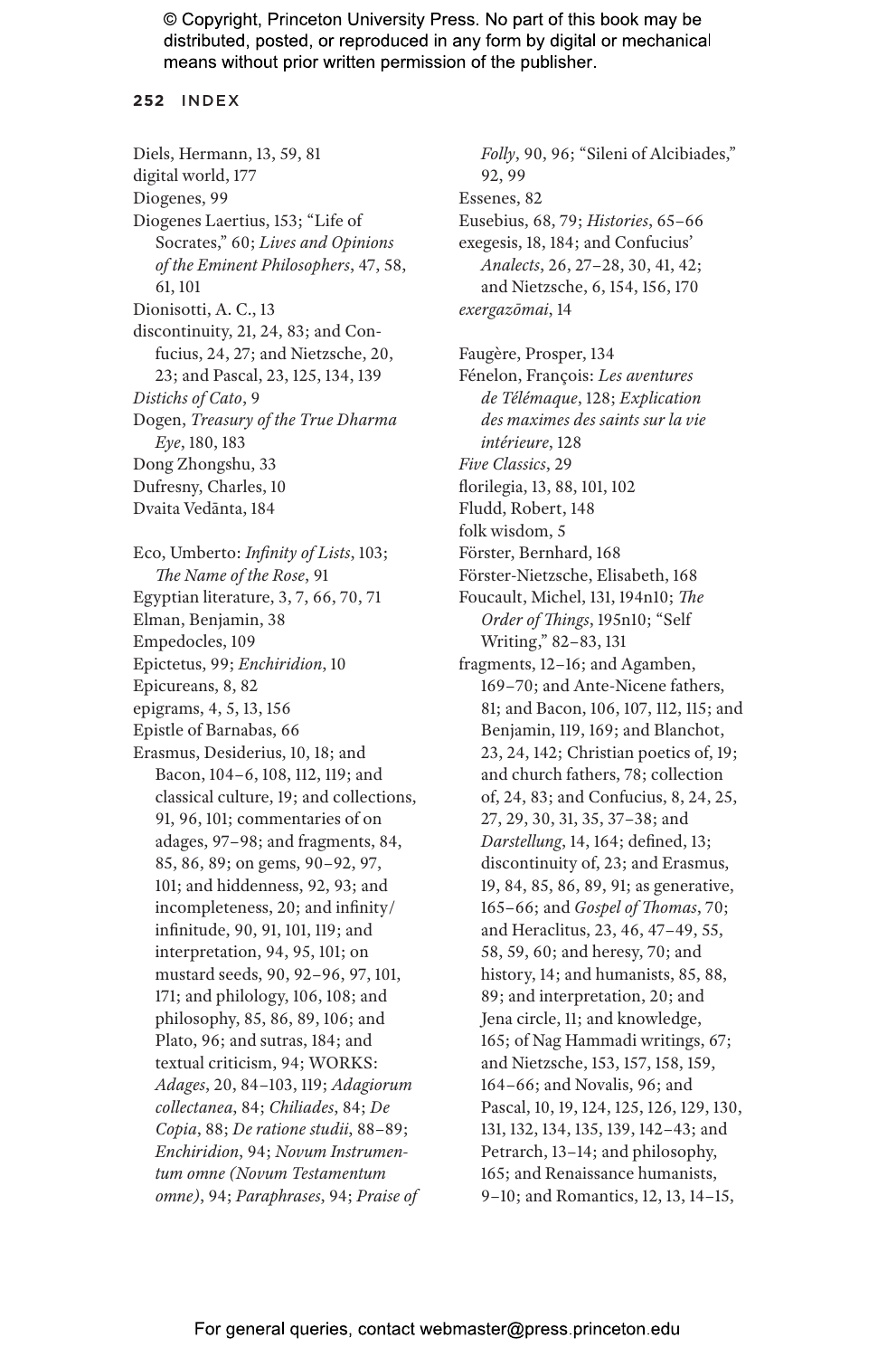Diels, Hermann, 13, 59, 81
digital world, 177
Diogenes, 99
Diogenes Laertius, 153; "Life of Socrates," 60; *Lives and Opinions of the Eminent Philosophers*, 47, 58, 61, 101
Dionisotti, A. C., 13
discontinuity, 21, 24, 83; and Confucius, 24, 27; and Nietzsche, 20, 23; and Pascal, 23, 125, 134, 139
*Distichs of Cato*, 9
Dogen, *Treasury of the True Dharma Eye*, 180, 183
Dong Zhongshu, 33
Dufresny, Charles, 10
Dvaita Vedānta, 184

Eco, Umberto: *Infinity of Lists*, 103; *The Name of the Rose*, 91
Egyptian literature, 3, 7, 66, 70, 71
Elman, Benjamin, 38
Empedocles, 109
Epictetus, 99; *Enchiridion*, 10
Epicureans, 8, 82
epigrams, 4, 5, 13, 156
Epistle of Barnabas, 66
Erasmus, Desiderius, 10, 18; and Bacon, 104–6, 108, 112, 119; and classical culture, 19; and collections, 91, 96, 101; commentaries of on adages, 97–98; and fragments, 84, 85, 86, 89; on gems, 90–92, 97, 101; and hiddenness, 92, 93; and incompleteness, 20; and infinity/infinitude, 90, 91, 101, 119; and interpretation, 94, 95, 101; on mustard seeds, 90, 92–96, 97, 101, 171; and philology, 106, 108; and philosophy, 85, 86, 89, 106; and Plato, 96; and sutras, 184; and textual criticism, 94; WORKS: *Adages*, 20, 84–103, 119; *Adagiorum collectanea*, 84; *Chiliades*, 84; *De Copia*, 88; *De ratione studii*, 88–89; *Enchiridion*, 94; *Novum Instrumentum omne (Novum Testamentum omne)*, 94; *Paraphrases*, 94; *Praise of Folly*, 90, 96; "Sileni of Alcibiades," 92, 99
Essenes, 82
Eusebius, 68, 79; *Histories*, 65–66
exegesis, 18, 184; and Confucius' *Analects*, 26, 27–28, 30, 41, 42; and Nietzsche, 6, 154, 156, 170
*exergazōmai*, 14

Faugère, Prosper, 134
Fénelon, François: *Les aventures de Télémaque*, 128; *Explication des maximes des saints sur la vie intérieure*, 128
*Five Classics*, 29
florilegia, 13, 88, 101, 102
Fludd, Robert, 148
folk wisdom, 5
Förster, Bernhard, 168
Förster-Nietzsche, Elisabeth, 168
Foucault, Michel, 131, 194n10; *The Order of Things*, 195n10; "Self Writing," 82–83, 131
fragments, 12–16; and Agamben, 169–70; and Ante-Nicene fathers, 81; and Bacon, 106, 107, 112, 115; and Benjamin, 119, 169; and Blanchot, 23, 24, 142; Christian poetics of, 19; and church fathers, 78; collection of, 24, 83; and Confucius, 8, 24, 25, 27, 29, 30, 31, 35, 37–38; and *Darstellung*, 14, 164; defined, 13; discontinuity of, 23; and Erasmus, 19, 84, 85, 86, 89, 91; as generative, 165–66; and *Gospel of Thomas*, 70; and Heraclitus, 23, 46, 47–49, 55, 58, 59, 60; and heresy, 70; and history, 14; and humanists, 85, 88, 89; and interpretation, 20; and Jena circle, 11; and knowledge, 165; of Nag Hammadi writings, 67; and Nietzsche, 153, 157, 158, 159, 164–66; and Novalis, 96; and Pascal, 10, 19, 124, 125, 126, 129, 130, 131, 132, 134, 135, 139, 142–43; and Petrarch, 13–14; and philosophy, 165; and Renaissance humanists, 9–10; and Romantics, 12, 13, 14–15,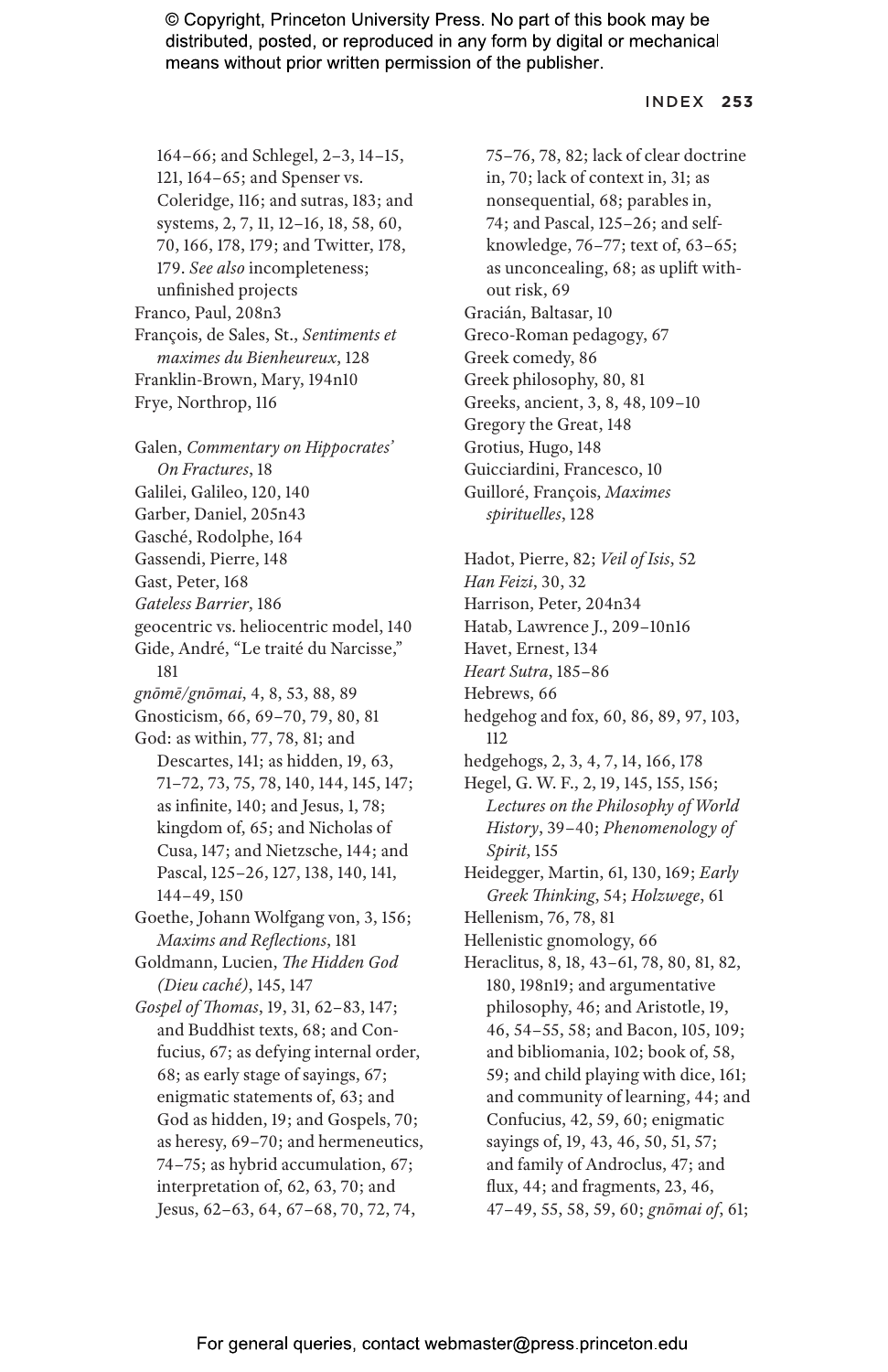164–66; and Schlegel, 2–3, 14–15, 121, 164–65; and Spenser vs. Coleridge, 116; and sutras, 183; and systems, 2, 7, 11, 12–16, 18, 58, 60, 70, 166, 178, 179; and Twitter, 178, 179. *See also* incompleteness; unfinished projects

Franco, Paul, 208n3

François, de Sales, St., *Sentiments et maximes du Bienheureux*, 128

Franklin-Brown, Mary, 194n10

Frye, Northrop, 116

Galen, *Commentary on Hippocrates' On Fractures*, 18

Galilei, Galileo, 120, 140

Garber, Daniel, 205n43

Gasché, Rodolphe, 164

Gassendi, Pierre, 148

Gast, Peter, 168

*Gateless Barrier*, 186

geocentric vs. heliocentric model, 140

Gide, André, "Le traité du Narcisse," 181

*gnōmē/gnōmai*, 4, 8, 53, 88, 89

Gnosticism, 66, 69–70, 79, 80, 81

God: as within, 77, 78, 81; and Descartes, 141; as hidden, 19, 63, 71–72, 73, 75, 78, 140, 144, 145, 147; as infinite, 140; and Jesus, 1, 78; kingdom of, 65; and Nicholas of Cusa, 147; and Nietzsche, 144; and Pascal, 125–26, 127, 138, 140, 141, 144–49, 150

Goethe, Johann Wolfgang von, 3, 156; *Maxims and Reflections*, 181

Goldmann, Lucien, *The Hidden God (Dieu caché)*, 145, 147

*Gospel of Thomas*, 19, 31, 62–83, 147; and Buddhist texts, 68; and Confucius, 67; as defying internal order, 68; as early stage of sayings, 67; enigmatic statements of, 63; and God as hidden, 19; and Gospels, 70; as heresy, 69–70; and hermeneutics, 74–75; as hybrid accumulation, 67; interpretation of, 62, 63, 70; and Jesus, 62–63, 64, 67–68, 70, 72, 74, 75–76, 78, 82; lack of clear doctrine in, 70; lack of context in, 31; as nonsequential, 68; parables in, 74; and Pascal, 125–26; and self-knowledge, 76–77; text of, 63–65; as unconcealing, 68; as uplift without risk, 69

Gracián, Baltasar, 10

Greco-Roman pedagogy, 67

Greek comedy, 86

Greek philosophy, 80, 81

Greeks, ancient, 3, 8, 48, 109–10

Gregory the Great, 148

Grotius, Hugo, 148

Guicciardini, Francesco, 10

Guilloré, François, *Maximes spirituelles*, 128

Hadot, Pierre, 82; *Veil of Isis*, 52

*Han Feizi*, 30, 32

Harrison, Peter, 204n34

Hatab, Lawrence J., 209–10n16

Havet, Ernest, 134

*Heart Sutra*, 185–86

Hebrews, 66

hedgehog and fox, 60, 86, 89, 97, 103, 112

hedgehogs, 2, 3, 4, 7, 14, 166, 178

Hegel, G. W. F., 2, 19, 145, 155, 156; *Lectures on the Philosophy of World History*, 39–40; *Phenomenology of Spirit*, 155

Heidegger, Martin, 61, 130, 169; *Early Greek Thinking*, 54; *Holzwege*, 61

Hellenism, 76, 78, 81

Hellenistic gnomology, 66

Heraclitus, 8, 18, 43–61, 78, 80, 81, 82, 180, 198n19; and argumentative philosophy, 46; and Aristotle, 19, 46, 54–55, 58; and Bacon, 105, 109; and bibliomania, 102; book of, 58, 59; and child playing with dice, 161; and community of learning, 44; and Confucius, 42, 59, 60; enigmatic sayings of, 19, 43, 46, 50, 51, 57; and family of Androclus, 47; and flux, 44; and fragments, 23, 46, 47–49, 55, 58, 59, 60; *gnōmai of*, 61;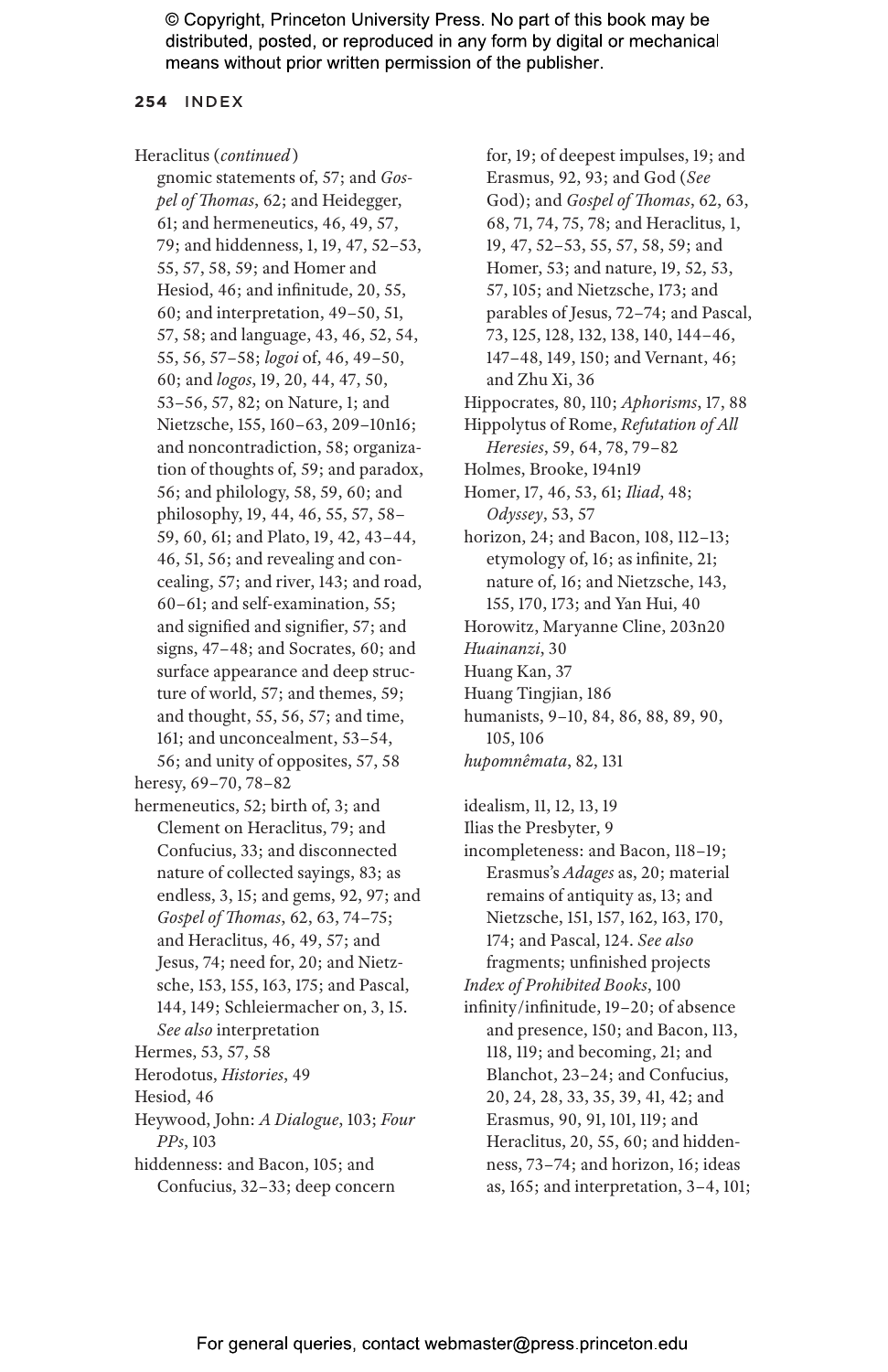Heraclitus (*continued*)
gnomic statements of, 57; and *Gospel of Thomas*, 62; and Heidegger, 61; and hermeneutics, 46, 49, 57, 79; and hiddenness, 1, 19, 47, 52–53, 55, 57, 58, 59; and Homer and Hesiod, 46; and infinitude, 20, 55, 60; and interpretation, 49–50, 51, 57, 58; and language, 43, 46, 52, 54, 55, 56, 57–58; *logoi* of, 46, 49–50, 60; and *logos*, 19, 20, 44, 47, 50, 53–56, 57, 82; on Nature, 1; and Nietzsche, 155, 160–63, 209–10n16; and noncontradiction, 58; organization of thoughts of, 59; and paradox, 56; and philology, 58, 59, 60; and philosophy, 19, 44, 46, 55, 57, 58–59, 60, 61; and Plato, 19, 42, 43–44, 46, 51, 56; and revealing and concealing, 57; and river, 143; and road, 60–61; and self-examination, 55; and signified and signifier, 57; and signs, 47–48; and Socrates, 60; and surface appearance and deep structure of world, 57; and themes, 59; and thought, 55, 56, 57; and time, 161; and unconcealment, 53–54, 56; and unity of opposites, 57, 58

heresy, 69–70, 78–82

hermeneutics, 52; birth of, 3; and Clement on Heraclitus, 79; and Confucius, 33; and disconnected nature of collected sayings, 83; as endless, 3, 15; and gems, 92, 97; and *Gospel of Thomas*, 62, 63, 74–75; and Heraclitus, 46, 49, 57; and Jesus, 74; need for, 20; and Nietzsche, 153, 155, 163, 175; and Pascal, 144, 149; Schleiermacher on, 3, 15. *See also* interpretation

Hermes, 53, 57, 58

Herodotus, *Histories*, 49

Hesiod, 46

Heywood, John: *A Dialogue*, 103; *Four PPs*, 103

hiddenness: and Bacon, 105; and Confucius, 32–33; deep concern for, 19; of deepest impulses, 19; and Erasmus, 92, 93; and God (*See* God); and *Gospel of Thomas*, 62, 63, 68, 71, 74, 75, 78; and Heraclitus, 1, 19, 47, 52–53, 55, 57, 58, 59; and Homer, 53; and nature, 19, 52, 53, 57, 105; and Nietzsche, 173; and parables of Jesus, 72–74; and Pascal, 73, 125, 128, 132, 138, 140, 144–46, 147–48, 149, 150; and Vernant, 46; and Zhu Xi, 36

Hippocrates, 80, 110; *Aphorisms*, 17, 88

Hippolytus of Rome, *Refutation of All Heresies*, 59, 64, 78, 79–82

Holmes, Brooke, 194n19

Homer, 17, 46, 53, 61; *Iliad*, 48; *Odyssey*, 53, 57

horizon, 24; and Bacon, 108, 112–13; etymology of, 16; as infinite, 21; nature of, 16; and Nietzsche, 143, 155, 170, 173; and Yan Hui, 40

Horowitz, Maryanne Cline, 203n20

*Huainanzi*, 30

Huang Kan, 37

Huang Tingjian, 186

humanists, 9–10, 84, 86, 88, 89, 90, 105, 106

*hupomnêmata*, 82, 131

idealism, 11, 12, 13, 19

Ilias the Presbyter, 9

incompleteness: and Bacon, 118–19; Erasmus's *Adages* as, 20; material remains of antiquity as, 13; and Nietzsche, 151, 157, 162, 163, 170, 174; and Pascal, 124. *See also* fragments; unfinished projects

*Index of Prohibited Books*, 100

infinity/infinitude, 19–20; of absence and presence, 150; and Bacon, 113, 118, 119; and becoming, 21; and Blanchot, 23–24; and Confucius, 20, 24, 28, 33, 35, 39, 41, 42; and Erasmus, 90, 91, 101, 119; and Heraclitus, 20, 55, 60; and hiddenness, 73–74; and horizon, 16; ideas as, 165; and interpretation, 3–4, 101;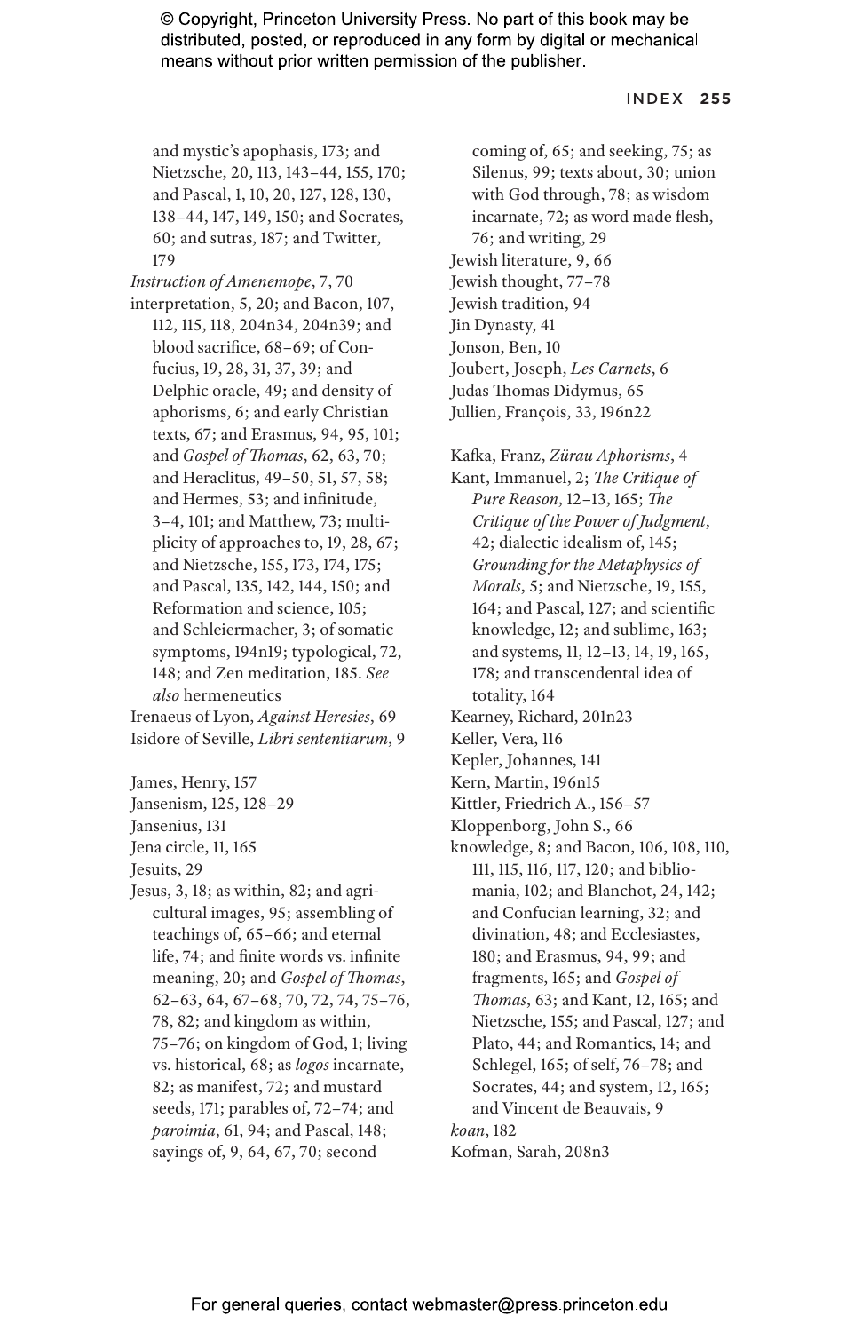and mystic's apophasis, 173; and Nietzsche, 20, 113, 143–44, 155, 170; and Pascal, 1, 10, 20, 127, 128, 130, 138–44, 147, 149, 150; and Socrates, 60; and sutras, 187; and Twitter, 179

*Instruction of Amenemope*, 7, 70

interpretation, 5, 20; and Bacon, 107, 112, 115, 118, 204n34, 204n39; and blood sacrifice, 68–69; of Confucius, 19, 28, 31, 37, 39; and Delphic oracle, 49; and density of aphorisms, 6; and early Christian texts, 67; and Erasmus, 94, 95, 101; and *Gospel of Thomas*, 62, 63, 70; and Heraclitus, 49–50, 51, 57, 58; and Hermes, 53; and infinitude, 3–4, 101; and Matthew, 73; multiplicity of approaches to, 19, 28, 67; and Nietzsche, 155, 173, 174, 175; and Pascal, 135, 142, 144, 150; and Reformation and science, 105; and Schleiermacher, 3; of somatic symptoms, 194n19; typological, 72, 148; and Zen meditation, 185. *See also* hermeneutics

Irenaeus of Lyon, *Against Heresies*, 69

Isidore of Seville, *Libri sententiarum*, 9

James, Henry, 157

Jansenism, 125, 128–29

Jansenius, 131

Jena circle, 11, 165

Jesuits, 29

Jesus, 3, 18; as within, 82; and agricultural images, 95; assembling of teachings of, 65–66; and eternal life, 74; and finite words vs. infinite meaning, 20; and *Gospel of Thomas*, 62–63, 64, 67–68, 70, 72, 74, 75–76, 78, 82; and kingdom as within, 75–76; on kingdom of God, 1; living vs. historical, 68; as *logos* incarnate, 82; as manifest, 72; and mustard seeds, 171; parables of, 72–74; and *paroimia*, 61, 94; and Pascal, 148; sayings of, 9, 64, 67, 70; second coming of, 65; and seeking, 75; as Silenus, 99; texts about, 30; union with God through, 78; as wisdom incarnate, 72; as word made flesh, 76; and writing, 29

Jewish literature, 9, 66

Jewish thought, 77–78

Jewish tradition, 94

Jin Dynasty, 41

Jonson, Ben, 10

Joubert, Joseph, *Les Carnets*, 6

Judas Thomas Didymus, 65

Jullien, François, 33, 196n22

Kafka, Franz, *Zürau Aphorisms*, 4

Kant, Immanuel, 2; *The Critique of Pure Reason*, 12–13, 165; *The Critique of the Power of Judgment*, 42; dialectic idealism of, 145; *Grounding for the Metaphysics of Morals*, 5; and Nietzsche, 19, 155, 164; and Pascal, 127; and scientific knowledge, 12; and sublime, 163; and systems, 11, 12–13, 14, 19, 165, 178; and transcendental idea of totality, 164

Kearney, Richard, 201n23

Keller, Vera, 116

Kepler, Johannes, 141

Kern, Martin, 196n15

Kittler, Friedrich A., 156–57

Kloppenborg, John S., 66

knowledge, 8; and Bacon, 106, 108, 110, 111, 115, 116, 117, 120; and bibliomania, 102; and Blanchot, 24, 142; and Confucian learning, 32; and divination, 48; and Ecclesiastes, 180; and Erasmus, 94, 99; and fragments, 165; and *Gospel of Thomas*, 63; and Kant, 12, 165; and Nietzsche, 155; and Pascal, 127; and Plato, 44; and Romantics, 14; and Schlegel, 165; of self, 76–78; and Socrates, 44; and system, 12, 165; and Vincent de Beauvais, 9

*koan*, 182

Kofman, Sarah, 208n3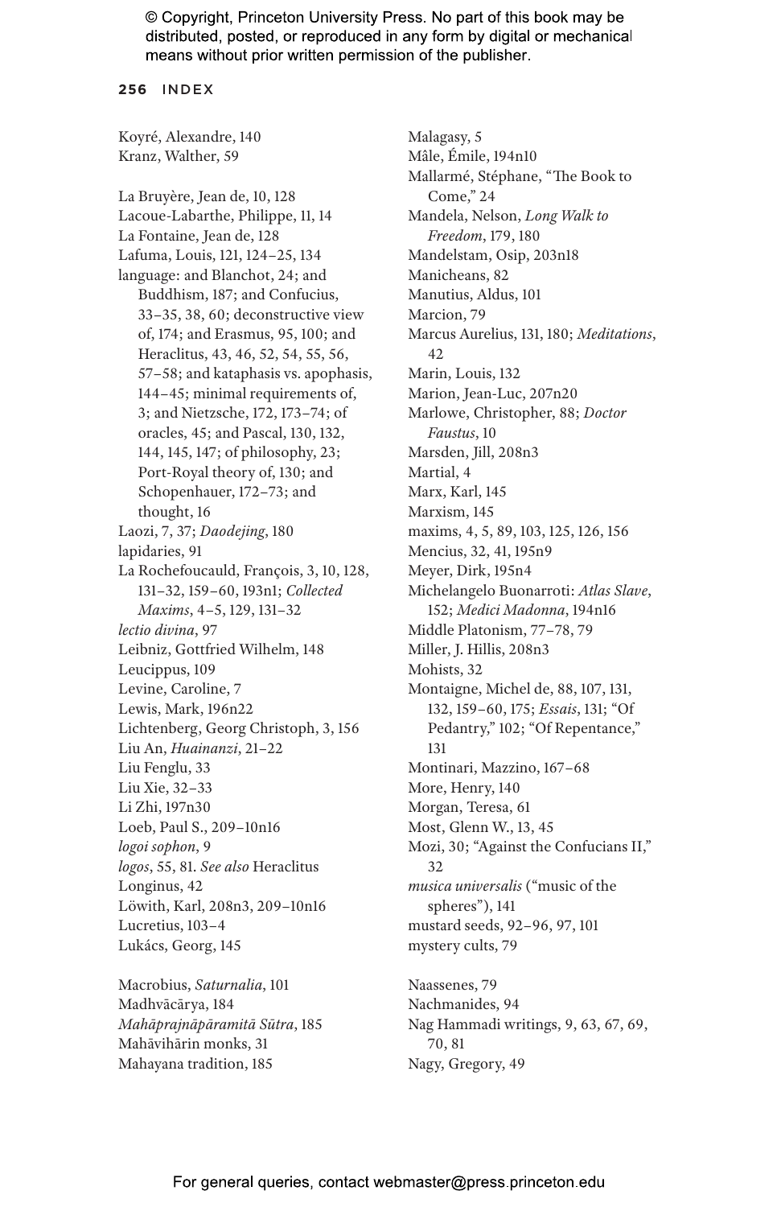Koyré, Alexandre, 140
Kranz, Walther, 59

La Bruyère, Jean de, 10, 128
Lacoue-Labarthe, Philippe, 11, 14
La Fontaine, Jean de, 128
Lafuma, Louis, 121, 124–25, 134
language: and Blanchot, 24; and Buddhism, 187; and Confucius, 33–35, 38, 60; deconstructive view of, 174; and Erasmus, 95, 100; and Heraclitus, 43, 46, 52, 54, 55, 56, 57–58; and kataphasis vs. apophasis, 144–45; minimal requirements of, 3; and Nietzsche, 172, 173–74; of oracles, 45; and Pascal, 130, 132, 144, 145, 147; of philosophy, 23; Port-Royal theory of, 130; and Schopenhauer, 172–73; and thought, 16
Laozi, 7, 37; *Daodejing*, 180
lapidaries, 91
La Rochefoucauld, François, 3, 10, 128, 131–32, 159–60, 193n1; *Collected Maxims*, 4–5, 129, 131–32
*lectio divina*, 97
Leibniz, Gottfried Wilhelm, 148
Leucippus, 109
Levine, Caroline, 7
Lewis, Mark, 196n22
Lichtenberg, Georg Christoph, 3, 156
Liu An, *Huainanzi*, 21–22
Liu Fenglu, 33
Liu Xie, 32–33
Li Zhi, 197n30
Loeb, Paul S., 209–10n16
*logoi sophon*, 9
*logos*, 55, 81. *See also* Heraclitus
Longinus, 42
Löwith, Karl, 208n3, 209–10n16
Lucretius, 103–4
Lukács, Georg, 145

Macrobius, *Saturnalia*, 101
Madhvācārya, 184
*Mahāprajnāpāramitā Sūtra*, 185
Mahāvihārin monks, 31
Mahayana tradition, 185
Malagasy, 5
Mâle, Émile, 194n10
Mallarmé, Stéphane, "The Book to Come," 24
Mandela, Nelson, *Long Walk to Freedom*, 179, 180
Mandelstam, Osip, 203n18
Manicheans, 82
Manutius, Aldus, 101
Marcion, 79
Marcus Aurelius, 131, 180; *Meditations*, 42
Marin, Louis, 132
Marion, Jean-Luc, 207n20
Marlowe, Christopher, 88; *Doctor Faustus*, 10
Marsden, Jill, 208n3
Martial, 4
Marx, Karl, 145
Marxism, 145
maxims, 4, 5, 89, 103, 125, 126, 156
Mencius, 32, 41, 195n9
Meyer, Dirk, 195n4
Michelangelo Buonarroti: *Atlas Slave*, 152; *Medici Madonna*, 194n16
Middle Platonism, 77–78, 79
Miller, J. Hillis, 208n3
Mohists, 32
Montaigne, Michel de, 88, 107, 131, 132, 159–60, 175; *Essais*, 131; "Of Pedantry," 102; "Of Repentance," 131
Montinari, Mazzino, 167–68
More, Henry, 140
Morgan, Teresa, 61
Most, Glenn W., 13, 45
Mozi, 30; "Against the Confucians II," 32
*musica universalis* ("music of the spheres"), 141
mustard seeds, 92–96, 97, 101
mystery cults, 79

Naassenes, 79
Nachmanides, 94
Nag Hammadi writings, 9, 63, 67, 69, 70, 81
Nagy, Gregory, 49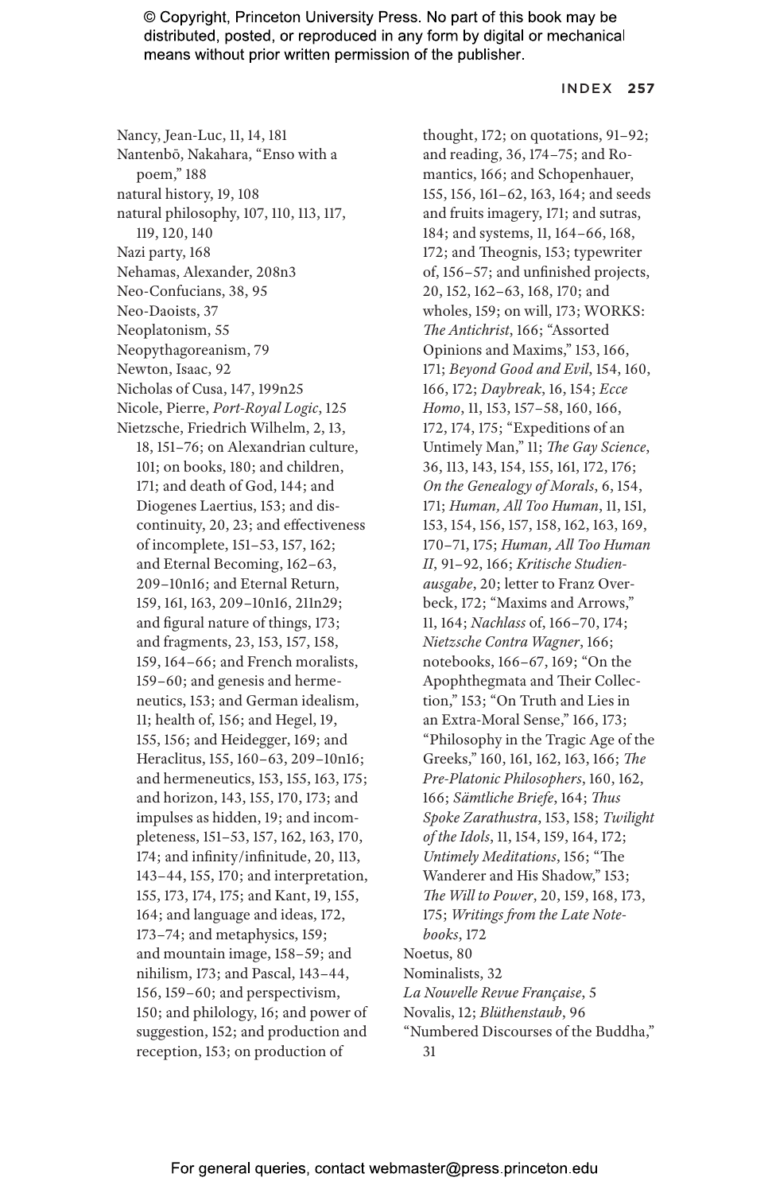Nancy, Jean-Luc, 11, 14, 181
Nantenbō, Nakahara, "Enso with a poem," 188
natural history, 19, 108
natural philosophy, 107, 110, 113, 117, 119, 120, 140
Nazi party, 168
Nehamas, Alexander, 208n3
Neo-Confucians, 38, 95
Neo-Daoists, 37
Neoplatonism, 55
Neopythagoreanism, 79
Newton, Isaac, 92
Nicholas of Cusa, 147, 199n25
Nicole, Pierre, *Port-Royal Logic*, 125
Nietzsche, Friedrich Wilhelm, 2, 13, 18, 151–76; on Alexandrian culture, 101; on books, 180; and children, 171; and death of God, 144; and Diogenes Laertius, 153; and discontinuity, 20, 23; and effectiveness of incomplete, 151–53, 157, 162; and Eternal Becoming, 162–63, 209–10n16; and Eternal Return, 159, 161, 163, 209–10n16, 211n29; and figural nature of things, 173; and fragments, 23, 153, 157, 158, 159, 164–66; and French moralists, 159–60; and genesis and hermeneutics, 153; and German idealism, 11; health of, 156; and Hegel, 19, 155, 156; and Heidegger, 169; and Heraclitus, 155, 160–63, 209–10n16; and hermeneutics, 153, 155, 163, 175; and horizon, 143, 155, 170, 173; and impulses as hidden, 19; and incompleteness, 151–53, 157, 162, 163, 170, 174; and infinity/infinitude, 20, 113, 143–44, 155, 170; and interpretation, 155, 173, 174, 175; and Kant, 19, 155, 164; and language and ideas, 172, 173–74; and metaphysics, 159; and mountain image, 158–59; and nihilism, 173; and Pascal, 143–44, 156, 159–60; and perspectivism, 150; and philology, 16; and power of suggestion, 152; and production and reception, 153; on production of thought, 172; on quotations, 91–92; and reading, 36, 174–75; and Romantics, 166; and Schopenhauer, 155, 156, 161–62, 163, 164; and seeds and fruits imagery, 171; and sutras, 184; and systems, 11, 164–66, 168, 172; and Theognis, 153; typewriter of, 156–57; and unfinished projects, 20, 152, 162–63, 168, 170; and wholes, 159; on will, 173; WORKS: *The Antichrist*, 166; "Assorted Opinions and Maxims," 153, 166, 171; *Beyond Good and Evil*, 154, 160, 166, 172; *Daybreak*, 16, 154; *Ecce Homo*, 11, 153, 157–58, 160, 166, 172, 174, 175; "Expeditions of an Untimely Man," 11; *The Gay Science*, 36, 113, 143, 154, 155, 161, 172, 176; *On the Genealogy of Morals*, 6, 154, 171; *Human, All Too Human*, 11, 151, 153, 154, 156, 157, 158, 162, 163, 169, 170–71, 175; *Human, All Too Human II*, 91–92, 166; *Kritische Studienausgabe*, 20; letter to Franz Overbeck, 172; "Maxims and Arrows," 11, 164; *Nachlass* of, 166–70, 174; *Nietzsche Contra Wagner*, 166; notebooks, 166–67, 169; "On the Apophthegmata and Their Collection," 153; "On Truth and Lies in an Extra-Moral Sense," 166, 173; "Philosophy in the Tragic Age of the Greeks," 160, 161, 162, 163, 166; *The Pre-Platonic Philosophers*, 160, 162, 166; *Sämtliche Briefe*, 164; *Thus Spoke Zarathustra*, 153, 158; *Twilight of the Idols*, 11, 154, 159, 164, 172; *Untimely Meditations*, 156; "The Wanderer and His Shadow," 153; *The Will to Power*, 20, 159, 168, 173, 175; *Writings from the Late Notebooks*, 172
Noetus, 80
Nominalists, 32
*La Nouvelle Revue Française*, 5
Novalis, 12; *Blüthenstaub*, 96
"Numbered Discourses of the Buddha," 31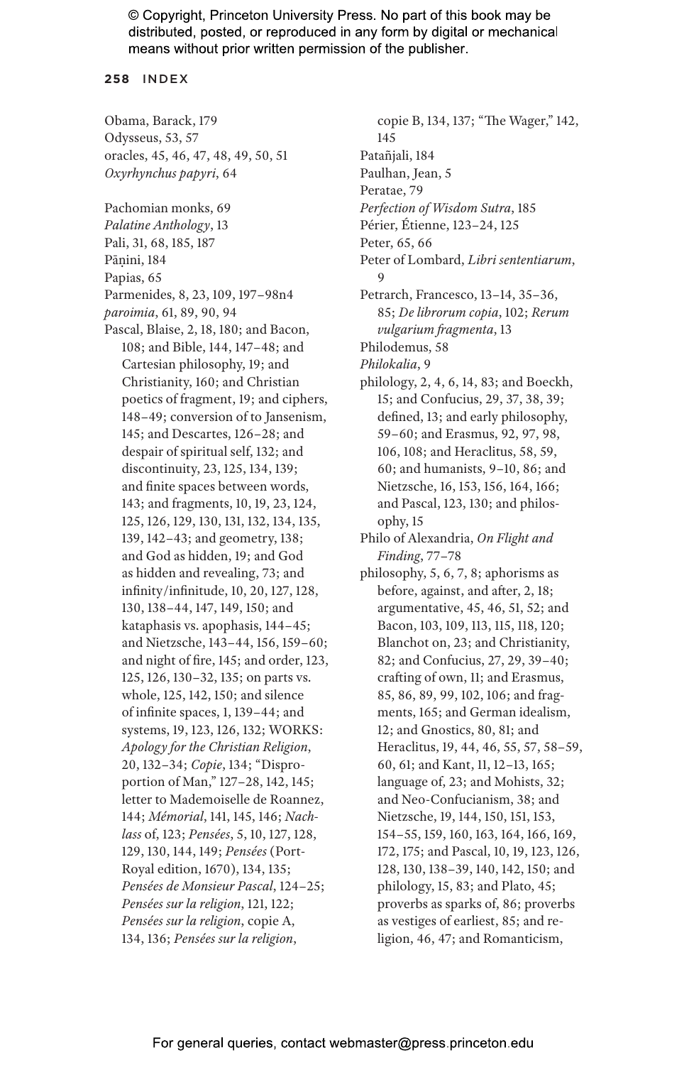Obama, Barack, 179
Odysseus, 53, 57
oracles, 45, 46, 47, 48, 49, 50, 51
*Oxyrhynchus papyri*, 64

Pachomian monks, 69
*Palatine Anthology*, 13
Pali, 31, 68, 185, 187
Pāṇini, 184
Papias, 65
Parmenides, 8, 23, 109, 197–98n4
*paroimia*, 61, 89, 90, 94
Pascal, Blaise, 2, 18, 180; and Bacon, 108; and Bible, 144, 147–48; and Cartesian philosophy, 19; and Christianity, 160; and Christian poetics of fragment, 19; and ciphers, 148–49; conversion of to Jansenism, 145; and Descartes, 126–28; and despair of spiritual self, 132; and discontinuity, 23, 125, 134, 139; and finite spaces between words, 143; and fragments, 10, 19, 23, 124, 125, 126, 129, 130, 131, 132, 134, 135, 139, 142–43; and geometry, 138; and God as hidden, 19; and God as hidden and revealing, 73; and infinity/infinitude, 10, 20, 127, 128, 130, 138–44, 147, 149, 150; and kataphasis vs. apophasis, 144–45; and Nietzsche, 143–44, 156, 159–60; and night of fire, 145; and order, 123, 125, 126, 130–32, 135; on parts vs. whole, 125, 142, 150; and silence of infinite spaces, 1, 139–44; and systems, 19, 123, 126, 132; WORKS: *Apology for the Christian Religion*, 20, 132–34; *Copie*, 134; "Disproportion of Man," 127–28, 142, 145; letter to Mademoiselle de Roannez, 144; *Mémorial*, 141, 145, 146; *Nachlass* of, 123; *Pensées*, 5, 10, 127, 128, 129, 130, 144, 149; *Pensées* (Port-Royal edition, 1670), 134, 135; *Pensées de Monsieur Pascal*, 124–25; *Pensées sur la religion*, 121, 122; *Pensées sur la religion*, copie A, 134, 136; *Pensées sur la religion*, copie B, 134, 137; "The Wager," 142, 145
Patañjali, 184
Paulhan, Jean, 5
Peratae, 79
*Perfection of Wisdom Sutra*, 185
Périer, Étienne, 123–24, 125
Peter, 65, 66
Peter of Lombard, *Libri sententiarum*, 9
Petrarch, Francesco, 13–14, 35–36, 85; *De librorum copia*, 102; *Rerum vulgarium fragmenta*, 13
Philodemus, 58
*Philokalia*, 9
philology, 2, 4, 6, 14, 83; and Boeckh, 15; and Confucius, 29, 37, 38, 39; defined, 13; and early philosophy, 59–60; and Erasmus, 92, 97, 98, 106, 108; and Heraclitus, 58, 59, 60; and humanists, 9–10, 86; and Nietzsche, 16, 153, 156, 164, 166; and Pascal, 123, 130; and philosophy, 15
Philo of Alexandria, *On Flight and Finding*, 77–78
philosophy, 5, 6, 7, 8; aphorisms as before, against, and after, 2, 18; argumentative, 45, 46, 51, 52; and Bacon, 103, 109, 113, 115, 118, 120; Blanchot on, 23; and Christianity, 82; and Confucius, 27, 29, 39–40; crafting of own, 11; and Erasmus, 85, 86, 89, 99, 102, 106; and fragments, 165; and German idealism, 12; and Gnostics, 80, 81; and Heraclitus, 19, 44, 46, 55, 57, 58–59, 60, 61; and Kant, 11, 12–13, 165; language of, 23; and Mohists, 32; and Neo-Confucianism, 38; and Nietzsche, 19, 144, 150, 151, 153, 154–55, 159, 160, 163, 164, 166, 169, 172, 175; and Pascal, 10, 19, 123, 126, 128, 130, 138–39, 140, 142, 150; and philology, 15, 83; and Plato, 45; proverbs as sparks of, 86; proverbs as vestiges of earliest, 85; and religion, 46, 47; and Romanticism,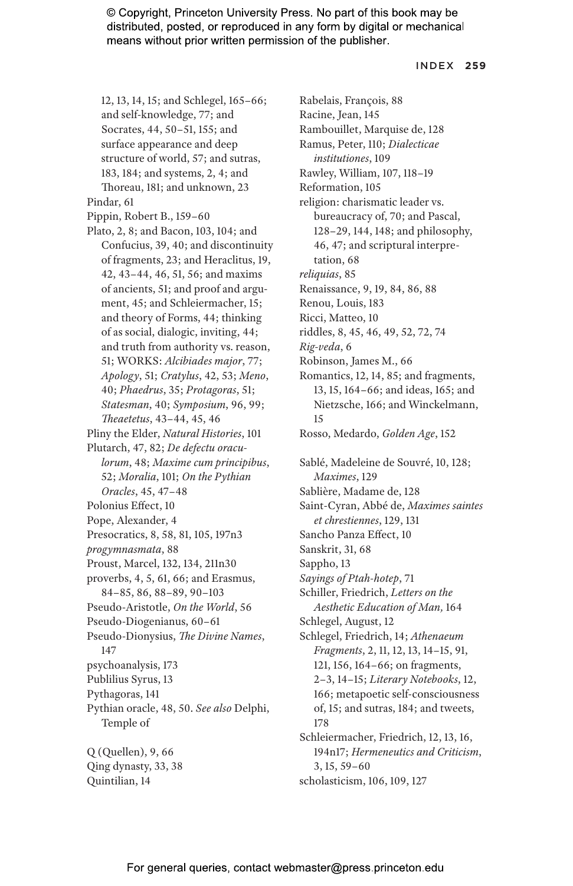12, 13, 14, 15; and Schlegel, 165–66; and self-knowledge, 77; and Socrates, 44, 50–51, 155; and surface appearance and deep structure of world, 57; and sutras, 183, 184; and systems, 2, 4; and Thoreau, 181; and unknown, 23

Pindar, 61

Pippin, Robert B., 159–60

Plato, 2, 8; and Bacon, 103, 104; and Confucius, 39, 40; and discontinuity of fragments, 23; and Heraclitus, 19, 42, 43–44, 46, 51, 56; and maxims of ancients, 51; and proof and argument, 45; and Schleiermacher, 15; and theory of Forms, 44; thinking of as social, dialogic, inviting, 44; and truth from authority vs. reason, 51; WORKS: *Alcibiades major*, 77; *Apology*, 51; *Cratylus*, 42, 53; *Meno*, 40; *Phaedrus*, 35; *Protagoras*, 51; *Statesman*, 40; *Symposium*, 96, 99; *Theaetetus*, 43–44, 45, 46

Pliny the Elder, *Natural Histories*, 101

Plutarch, 47, 82; *De defectu oraculorum*, 48; *Maxime cum principibus*, 52; *Moralia*, 101; *On the Pythian Oracles*, 45, 47–48

Polonius Effect, 10

Pope, Alexander, 4

Presocratics, 8, 58, 81, 105, 197n3

*progymnasmata*, 88

Proust, Marcel, 132, 134, 211n30

proverbs, 4, 5, 61, 66; and Erasmus, 84–85, 86, 88–89, 90–103

Pseudo-Aristotle, *On the World*, 56

Pseudo-Diogenianus, 60–61

Pseudo-Dionysius, *The Divine Names*, 147

psychoanalysis, 173

Publilius Syrus, 13

Pythagoras, 141

Pythian oracle, 48, 50. *See also* Delphi, Temple of

Q (Quellen), 9, 66

Qing dynasty, 33, 38

Quintilian, 14

Rabelais, François, 88

Racine, Jean, 145

Rambouillet, Marquise de, 128

Ramus, Peter, 110; *Dialecticae institutiones*, 109

Rawley, William, 107, 118–19

Reformation, 105

religion: charismatic leader vs. bureaucracy of, 70; and Pascal, 128–29, 144, 148; and philosophy, 46, 47; and scriptural interpretation, 68

*reliquias*, 85

Renaissance, 9, 19, 84, 86, 88

Renou, Louis, 183

Ricci, Matteo, 10

riddles, 8, 45, 46, 49, 52, 72, 74

*Rig-veda*, 6

Robinson, James M., 66

Romantics, 12, 14, 85; and fragments, 13, 15, 164–66; and ideas, 165; and Nietzsche, 166; and Winckelmann, 15

Rosso, Medardo, *Golden Age*, 152

Sablé, Madeleine de Souvré, 10, 128; *Maximes*, 129

Sablière, Madame de, 128

Saint-Cyran, Abbé de, *Maximes saintes et chrestiennes*, 129, 131

Sancho Panza Effect, 10

Sanskrit, 31, 68

Sappho, 13

*Sayings of Ptah-hotep*, 71

Schiller, Friedrich, *Letters on the Aesthetic Education of Man,* 164

Schlegel, August, 12

Schlegel, Friedrich, 14; *Athenaeum Fragments*, 2, 11, 12, 13, 14–15, 91, 121, 156, 164–66; on fragments, 2–3, 14–15; *Literary Notebooks*, 12, 166; metapoetic self-consciousness of, 15; and sutras, 184; and tweets, 178

Schleiermacher, Friedrich, 12, 13, 16, 194n17; *Hermeneutics and Criticism*, 3, 15, 59–60

scholasticism, 106, 109, 127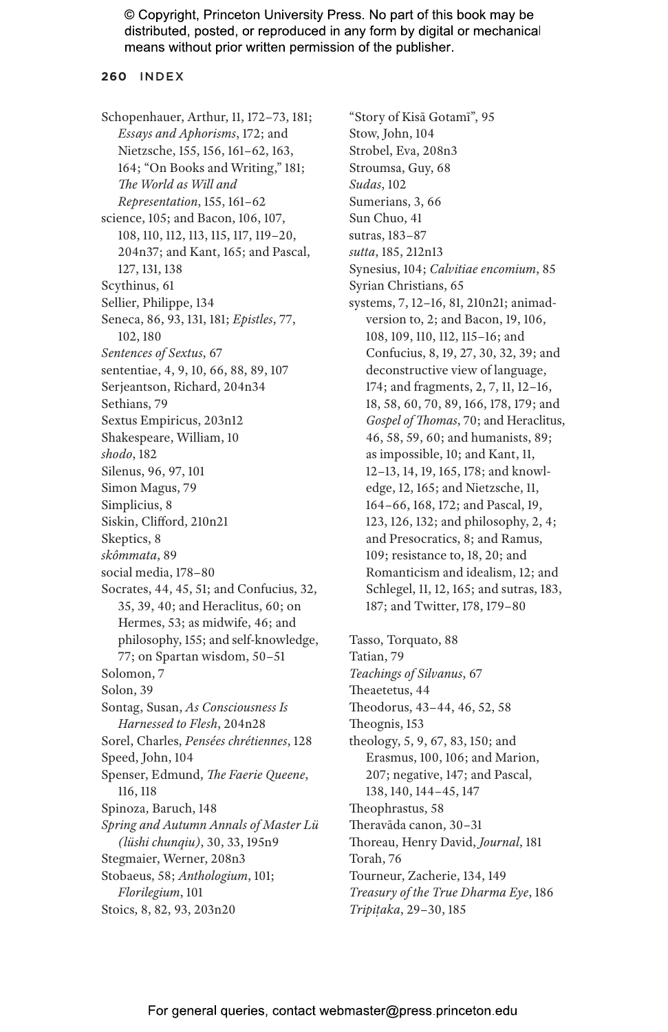Schopenhauer, Arthur, 11, 172–73, 181; *Essays and Aphorisms*, 172; and Nietzsche, 155, 156, 161–62, 163, 164; "On Books and Writing," 181; *The World as Will and Representation*, 155, 161–62

science, 105; and Bacon, 106, 107, 108, 110, 112, 113, 115, 117, 119–20, 204n37; and Kant, 165; and Pascal, 127, 131, 138

Scythinus, 61

Sellier, Philippe, 134

Seneca, 86, 93, 131, 181; *Epistles*, 77, 102, 180

*Sentences of Sextus*, 67

sententiae, 4, 9, 10, 66, 88, 89, 107

Serjeantson, Richard, 204n34

Sethians, 79

Sextus Empiricus, 203n12

Shakespeare, William, 10

*shodo*, 182

Silenus, 96, 97, 101

Simon Magus, 79

Simplicius, 8

Siskin, Clifford, 210n21

Skeptics, 8

*skômmata*, 89

social media, 178–80

Socrates, 44, 45, 51; and Confucius, 32, 35, 39, 40; and Heraclitus, 60; on Hermes, 53; as midwife, 46; and philosophy, 155; and self-knowledge, 77; on Spartan wisdom, 50–51

Solomon, 7

Solon, 39

Sontag, Susan, *As Consciousness Is Harnessed to Flesh*, 204n28

Sorel, Charles, *Pensées chrétiennes*, 128

Speed, John, 104

Spenser, Edmund, *The Faerie Queene*, 116, 118

Spinoza, Baruch, 148

*Spring and Autumn Annals of Master Lü (lüshi chunqiu)*, 30, 33, 195n9

Stegmaier, Werner, 208n3

Stobaeus, 58; *Anthologium*, 101; *Florilegium*, 101

Stoics, 8, 82, 93, 203n20

"Story of Kisā Gotamī", 95

Stow, John, 104

Strobel, Eva, 208n3

Stroumsa, Guy, 68

*Sudas*, 102

Sumerians, 3, 66

Sun Chuo, 41

sutras, 183–87

*sutta*, 185, 212n13

Synesius, 104; *Calvitiae encomium*, 85

Syrian Christians, 65

systems, 7, 12–16, 81, 210n21; animadversion to, 2; and Bacon, 19, 106, 108, 109, 110, 112, 115–16; and Confucius, 8, 19, 27, 30, 32, 39; and deconstructive view of language, 174; and fragments, 2, 7, 11, 12–16, 18, 58, 60, 70, 89, 166, 178, 179; and *Gospel of Thomas*, 70; and Heraclitus, 46, 58, 59, 60; and humanists, 89; as impossible, 10; and Kant, 11, 12–13, 14, 19, 165, 178; and knowledge, 12, 165; and Nietzsche, 11, 164–66, 168, 172; and Pascal, 19, 123, 126, 132; and philosophy, 2, 4; and Presocratics, 8; and Ramus, 109; resistance to, 18, 20; and Romanticism and idealism, 12; and Schlegel, 11, 12, 165; and sutras, 183, 187; and Twitter, 178, 179–80

Tasso, Torquato, 88

Tatian, 79

*Teachings of Silvanus*, 67

Theaetetus, 44

Theodorus, 43–44, 46, 52, 58

Theognis, 153

theology, 5, 9, 67, 83, 150; and Erasmus, 100, 106; and Marion, 207; negative, 147; and Pascal, 138, 140, 144–45, 147

Theophrastus, 58

Theravāda canon, 30–31

Thoreau, Henry David, *Journal*, 181

Torah, 76

Tourneur, Zacherie, 134, 149

*Treasury of the True Dharma Eye*, 186

*Tripiṭaka*, 29–30, 185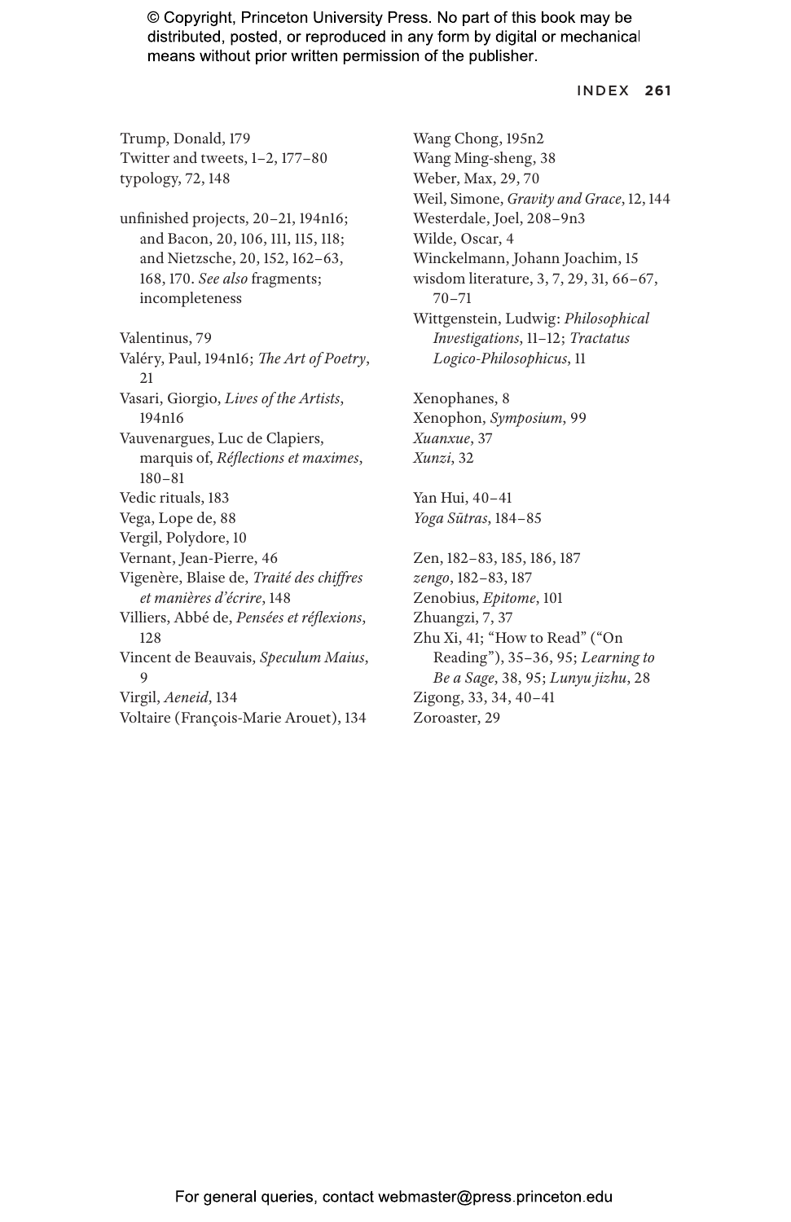Trump, Donald, 179
Twitter and tweets, 1–2, 177–80
typology, 72, 148

unfinished projects, 20–21, 194n16; and Bacon, 20, 106, 111, 115, 118; and Nietzsche, 20, 152, 162–63, 168, 170. *See also* fragments; incompleteness

Valentinus, 79
Valéry, Paul, 194n16; *The Art of Poetry*, 21
Vasari, Giorgio, *Lives of the Artists*, 194n16
Vauvenargues, Luc de Clapiers, marquis of, *Réflections et maximes*, 180–81
Vedic rituals, 183
Vega, Lope de, 88
Vergil, Polydore, 10
Vernant, Jean-Pierre, 46
Vigenère, Blaise de, *Traité des chiffres et manières d'écrire*, 148
Villiers, Abbé de, *Pensées et réflexions*, 128
Vincent de Beauvais, *Speculum Maius*, 9
Virgil, *Aeneid*, 134
Voltaire (François-Marie Arouet), 134

Wang Chong, 195n2
Wang Ming-sheng, 38
Weber, Max, 29, 70
Weil, Simone, *Gravity and Grace*, 12, 144
Westerdale, Joel, 208–9n3
Wilde, Oscar, 4
Winckelmann, Johann Joachim, 15
wisdom literature, 3, 7, 29, 31, 66–67, 70–71
Wittgenstein, Ludwig: *Philosophical Investigations*, 11–12; *Tractatus Logico-Philosophicus*, 11

Xenophanes, 8
Xenophon, *Symposium*, 99
*Xuanxue*, 37
*Xunzi*, 32

Yan Hui, 40–41
*Yoga Sūtras*, 184–85

Zen, 182–83, 185, 186, 187
*zengo*, 182–83, 187
Zenobius, *Epitome*, 101
Zhuangzi, 7, 37
Zhu Xi, 41; "How to Read" ("On Reading"), 35–36, 95; *Learning to Be a Sage*, 38, 95; *Lunyu jizhu*, 28
Zigong, 33, 34, 40–41
Zoroaster, 29